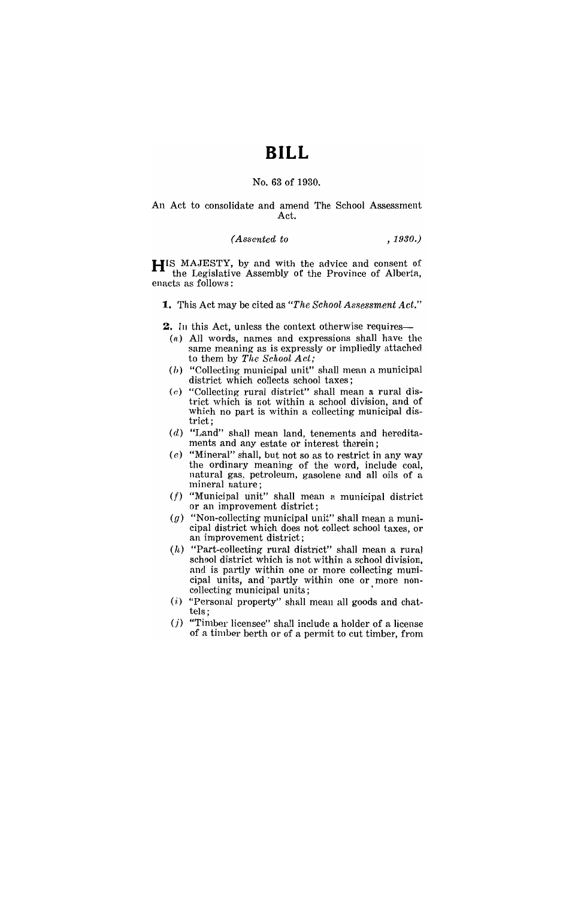# BILL

No. 63 of 1930.

An Act to consolidate and amend The School Assessment Act.

*(Assented to , 1930.)*

HIS MAJESTY, by and with the advice and consent of the Legislative Assembly of the Province of Alberta, enacts as follows:

**1.** This Act may be cited as *"The School Assessment Act."*

**2.** In this Act, unless the context otherwise requires—

(*a*) All words, names and expressions shall have the same meaning as is expressly or impliedly attached to them by *The School Act;*

(*b*) "Collecting municipal unit" shall mean a municipal district which collects school taxes;

(*c*) "Collecting rural district" shall mean a rural district which is not within a school division, and of which no part is within a collecting municipal district;

(*d*) "Land" shall mean land, tenements and hereditaments and any estate or interest therein;

(*e*) "Mineral" shall, but not so as to restrict in any way the ordinary meaning of the word, include coal, natural gas, petroleum, gasolene and all oils of a mineral nature;

(*f*) "Municipal unit" shall mean a municipal district or an improvement district;

(*g*) "Non-collecting municipal unit" shall mean a municipal district which does not collect school taxes, or an improvement district;

(*h*) "Part-collecting rural district" shall mean a rural school district which is not within a school division, and is partly within one or more collecting municipal units, and partly within one or more non-collecting municipal units;

(*i*) "Personal property" shall mean all goods and chattels;

(*j*) "Timber licensee" shall include a holder of a license of a timber berth or of a permit to cut timber, from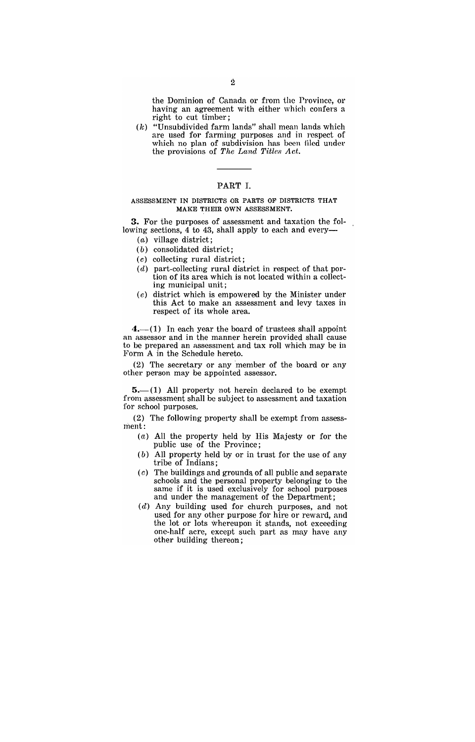the Dominion of Canada or from the Province, or having an agreement with either which confers a right to cut timber;

(*k*) "Unsubdivided farm lands" shall mean lands which are used for farming purposes and in respect of which no plan of subdivision has been filed under the provisions of *The Land Titles Act.*

---

## PART I.

### ASSESSMENT IN DISTRICTS OR PARTS OF DISTRICTS THAT MAKE THEIR OWN ASSESSMENT.

**3.** For the purposes of assessment and taxation the following sections, 4 to 43, shall apply to each and every—

- (*a*) village district;
- (*b*) consolidated district;
- (*c*) collecting rural district;
- (*d*) part-collecting rural district in respect of that portion of its area which is not located within a collecting municipal unit;
- (*e*) district which is empowered by the Minister under this Act to make an assessment and levy taxes in respect of its whole area.

**4.**—(1) In each year the board of trustees shall appoint an assessor and in the manner herein provided shall cause to be prepared an assessment and tax roll which may be in Form A in the Schedule hereto.

(2) The secretary or any member of the board or any other person may be appointed assessor.

**5.**—(1) All property not herein declared to be exempt from assessment shall be subject to assessment and taxation for school purposes.

(2) The following property shall be exempt from assessment:

- (*a*) All the property held by His Majesty or for the public use of the Province;
- (*b*) All property held by or in trust for the use of any tribe of Indians;
- (*c*) The buildings and grounds of all public and separate schools and the personal property belonging to the same if it is used exclusively for school purposes and under the management of the Department;
- (*d*) Any building used for church purposes, and not used for any other purpose for hire or reward, and the lot or lots whereupon it stands, not exceeding one-half acre, except such part as may have any other building thereon;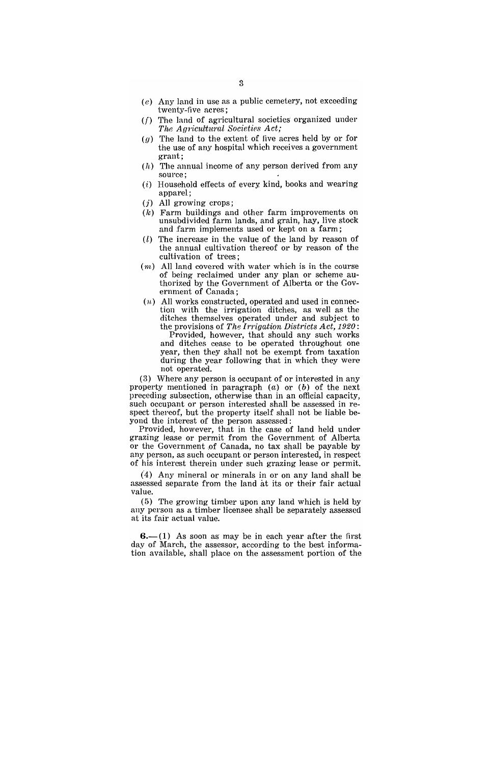(*e*) Any land in use as a public cemetery, not exceeding twenty-five acres;

(*f*) The land of agricultural societies organized under *The Agricultural Societies Act;*

(*g*) The land to the extent of five acres held by or for the use of any hospital which receives a government grant;

(*h*) The annual income of any person derived from any source;

(*i*) Household effects of every kind, books and wearing apparel;

(*j*) All growing crops;

(*k*) Farm buildings and other farm improvements on unsubdivided farm lands, and grain, hay, live stock and farm implements used or kept on a farm;

(*l*) The increase in the value of the land by reason of the annual cultivation thereof or by reason of the cultivation of trees;

(*m*) All land covered with water which is in the course of being reclaimed under any plan or scheme authorized by the Government of Alberta or the Government of Canada;

(*n*) All works constructed, operated and used in connection with the irrigation ditches, as well as the ditches themselves operated under and subject to the provisions of *The Irrigation Districts Act, 1920*:

Provided, however, that should any such works and ditches cease to be operated throughout one year, then they shall not be exempt from taxation during the year following that in which they were not operated.

(3) Where any person is occupant of or interested in any property mentioned in paragraph (*a*) or (*b*) of the next preceding subsection, otherwise than in an official capacity, such occupant or person interested shall be assessed in respect thereof, but the property itself shall not be liable beyond the interest of the person assessed:

Provided, however, that in the case of land held under grazing lease or permit from the Government of Alberta or the Government of Canada, no tax shall be payable by any person, as such occupant or person interested, in respect of his interest therein under such grazing lease or permit.

(4) Any mineral or minerals in or on any land shall be assessed separate from the land at its or their fair actual value.

(5) The growing timber upon any land which is held by any person as a timber licensee shall be separately assessed at its fair actual value.

**6.**—(1) As soon as may be in each year after the first day of March, the assessor, according to the best information available, shall place on the assessment portion of the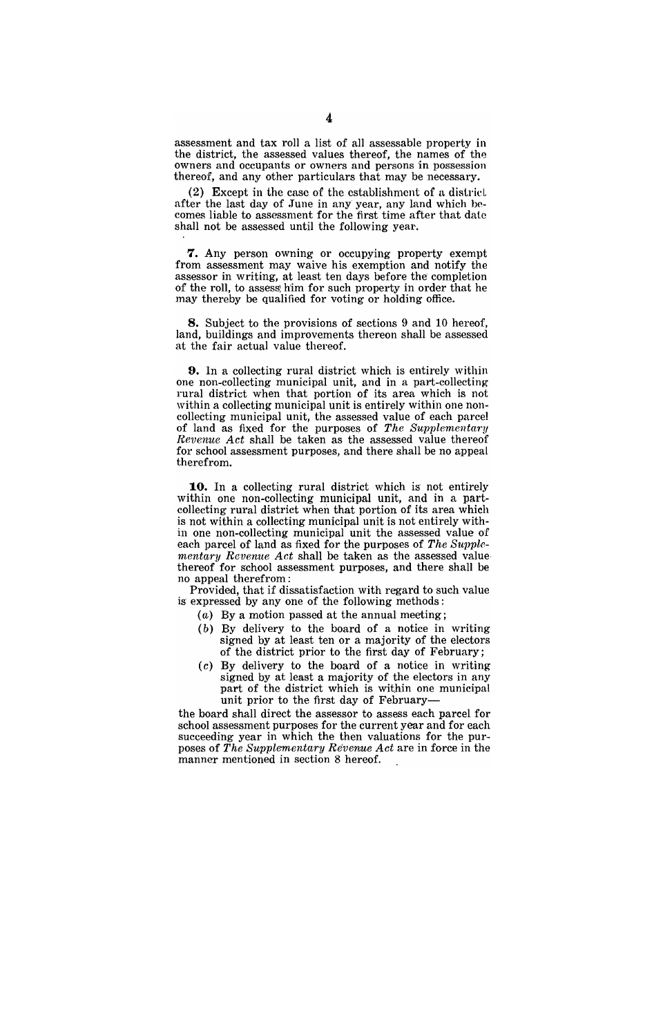assessment and tax roll a list of all assessable property in the district, the assessed values thereof, the names of the owners and occupants or owners and persons in possession thereof, and any other particulars that may be necessary.

(2) Except in the case of the establishment of a district after the last day of June in any year, any land which becomes liable to assessment for the first time after that date shall not be assessed until the following year.

**7.** Any person owning or occupying property exempt from assessment may waive his exemption and notify the assessor in writing, at least ten days before the completion of the roll, to assess him for such property in order that he may thereby be qualified for voting or holding office.

**8.** Subject to the provisions of sections 9 and 10 hereof, land, buildings and improvements thereon shall be assessed at the fair actual value thereof.

**9.** In a collecting rural district which is entirely within one non-collecting municipal unit, and in a part-collecting rural district when that portion of its area which is not within a collecting municipal unit is entirely within one non-collecting municipal unit, the assessed value of each parcel of land as fixed for the purposes of *The Supplementary Revenue Act* shall be taken as the assessed value thereof for school assessment purposes, and there shall be no appeal therefrom.

**10.** In a collecting rural district which is not entirely within one non-collecting municipal unit, and in a part-collecting rural district when that portion of its area which is not within a collecting municipal unit is not entirely within one non-collecting municipal unit the assessed value of each parcel of land as fixed for the purposes of *The Supplementary Revenue Act* shall be taken as the assessed value thereof for school assessment purposes, and there shall be no appeal therefrom:

Provided, that if dissatisfaction with regard to such value is expressed by any one of the following methods:

(*a*) By a motion passed at the annual meeting;

(*b*) By delivery to the board of a notice in writing signed by at least ten or a majority of the electors of the district prior to the first day of February;

(*c*) By delivery to the board of a notice in writing signed by at least a majority of the electors in any part of the district which is within one municipal unit prior to the first day of February—

the board shall direct the assessor to assess each parcel for school assessment purposes for the current year and for each succeeding year in which the then valuations for the purposes of *The Supplementary Revenue Act* are in force in the manner mentioned in section 8 hereof.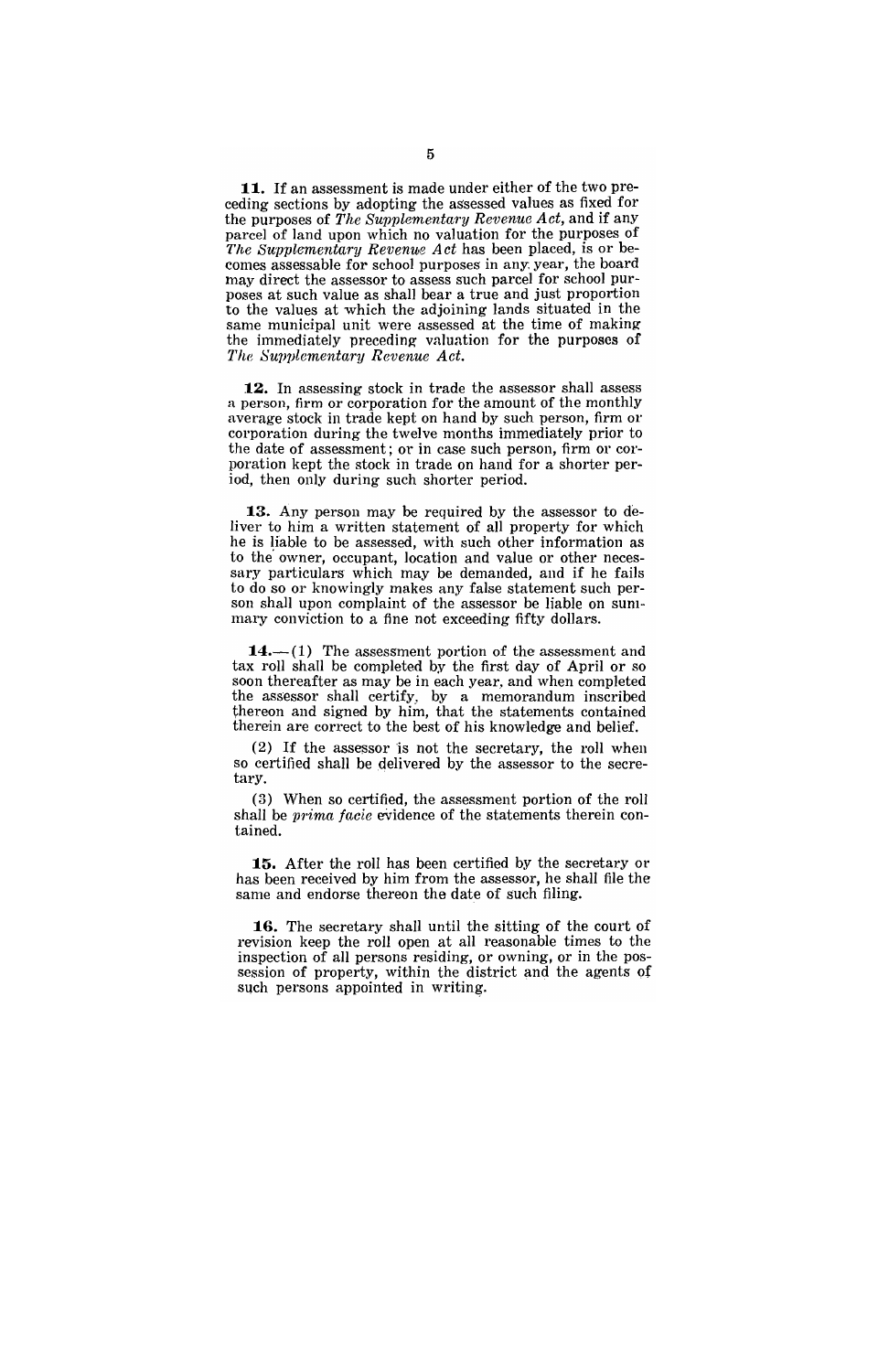**11.** If an assessment is made under either of the two preceding sections by adopting the assessed values as fixed for the purposes of *The Supplementary Revenue Act*, and if any parcel of land upon which no valuation for the purposes of *The Supplementary Revenue Act* has been placed, is or becomes assessable for school purposes in any year, the board may direct the assessor to assess such parcel for school purposes at such value as shall bear a true and just proportion to the values at which the adjoining lands situated in the same municipal unit were assessed at the time of making the immediately preceding valuation for the purposes of *The Supplementary Revenue Act*.

**12.** In assessing stock in trade the assessor shall assess a person, firm or corporation for the amount of the monthly average stock in trade kept on hand by such person, firm or corporation during the twelve months immediately prior to the date of assessment; or in case such person, firm or corporation kept the stock in trade on hand for a shorter period, then only during such shorter period.

**13.** Any person may be required by the assessor to deliver to him a written statement of all property for which he is liable to be assessed, with such other information as to the owner, occupant, location and value or other necessary particulars which may be demanded, and if he fails to do so or knowingly makes any false statement such person shall upon complaint of the assessor be liable on summary conviction to a fine not exceeding fifty dollars.

**14.**—(1) The assessment portion of the assessment and tax roll shall be completed by the first day of April or so soon thereafter as may be in each year, and when completed the assessor shall certify, by a memorandum inscribed thereon and signed by him, that the statements contained therein are correct to the best of his knowledge and belief.

(2) If the assessor is not the secretary, the roll when so certified shall be delivered by the assessor to the secretary.

(3) When so certified, the assessment portion of the roll shall be *prima facie* evidence of the statements therein contained.

**15.** After the roll has been certified by the secretary or has been received by him from the assessor, he shall file the same and endorse thereon the date of such filing.

**16.** The secretary shall until the sitting of the court of revision keep the roll open at all reasonable times to the inspection of all persons residing, or owning, or in the possession of property, within the district and the agents of such persons appointed in writing.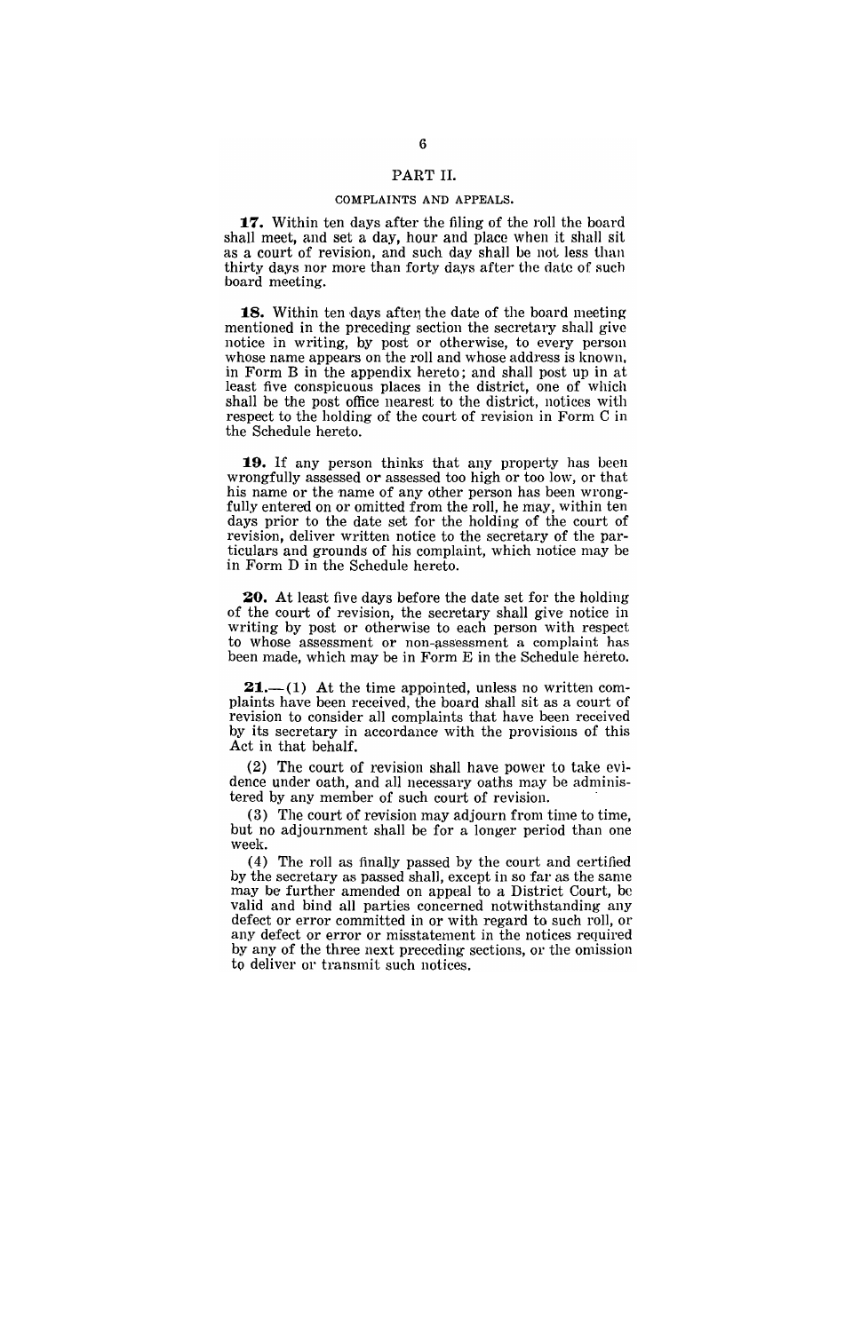## PART II.

### COMPLAINTS AND APPEALS.

**17.** Within ten days after the filing of the roll the board shall meet, and set a day, hour and place when it shall sit as a court of revision, and such day shall be not less than thirty days nor more than forty days after the date of such board meeting.

**18.** Within ten days after the date of the board meeting mentioned in the preceding section the secretary shall give notice in writing, by post or otherwise, to every person whose name appears on the roll and whose address is known, in Form B in the appendix hereto; and shall post up in at least five conspicuous places in the district, one of which shall be the post office nearest to the district, notices with respect to the holding of the court of revision in Form C in the Schedule hereto.

**19.** If any person thinks that any property has been wrongfully assessed or assessed too high or too low, or that his name or the name of any other person has been wrongfully entered on or omitted from the roll, he may, within ten days prior to the date set for the holding of the court of revision, deliver written notice to the secretary of the particulars and grounds of his complaint, which notice may be in Form D in the Schedule hereto.

**20.** At least five days before the date set for the holding of the court of revision, the secretary shall give notice in writing by post or otherwise to each person with respect to whose assessment or non-assessment a complaint has been made, which may be in Form E in the Schedule hereto.

**21.**—(1) At the time appointed, unless no written complaints have been received, the board shall sit as a court of revision to consider all complaints that have been received by its secretary in accordance with the provisions of this Act in that behalf.

(2) The court of revision shall have power to take evidence under oath, and all necessary oaths may be administered by any member of such court of revision.

(3) The court of revision may adjourn from time to time, but no adjournment shall be for a longer period than one week.

(4) The roll as finally passed by the court and certified by the secretary as passed shall, except in so far as the same may be further amended on appeal to a District Court, be valid and bind all parties concerned notwithstanding any defect or error committed in or with regard to such roll, or any defect or error or misstatement in the notices required by any of the three next preceding sections, or the omission to deliver or transmit such notices.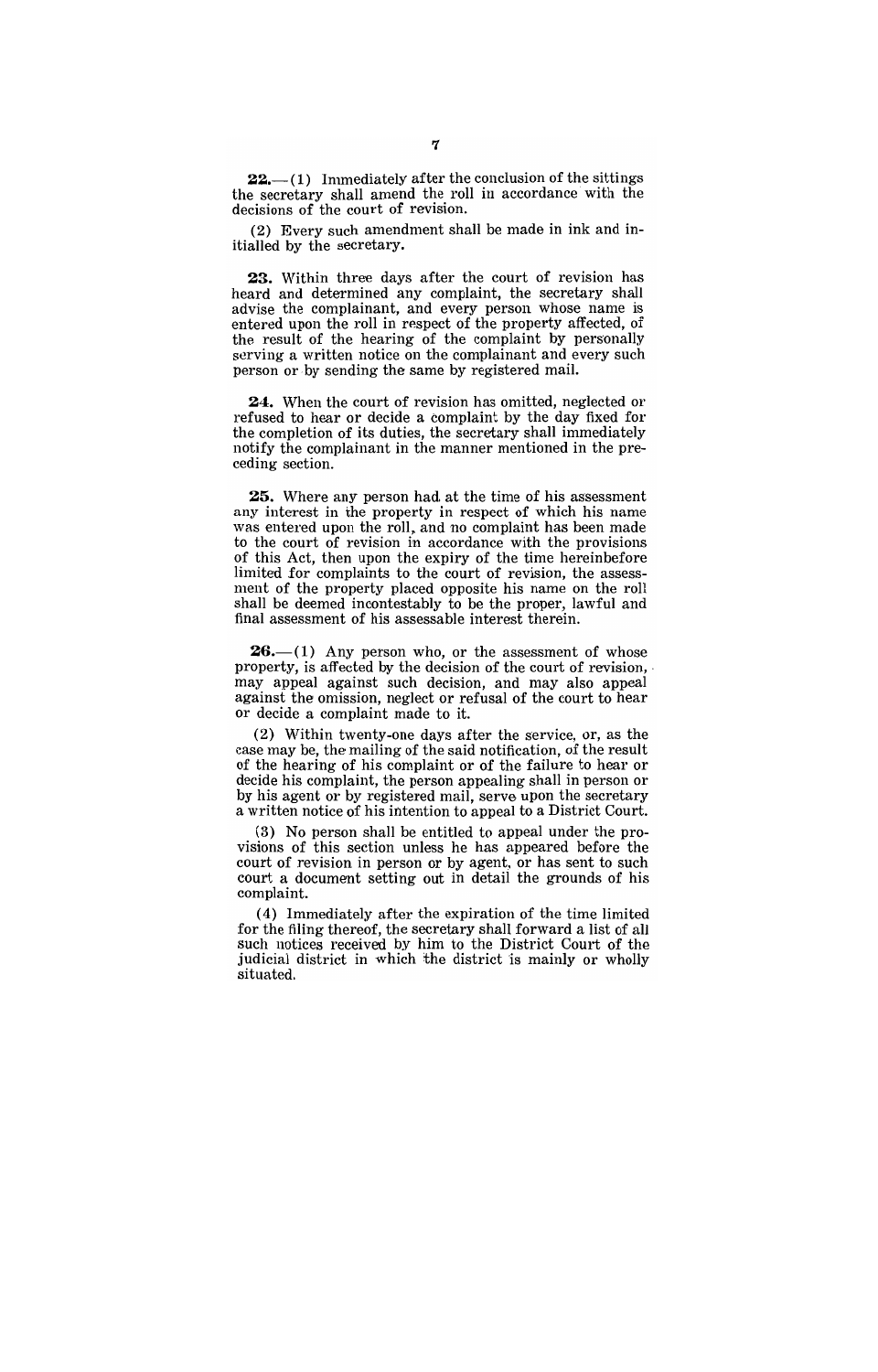**22.**—(1) Immediately after the conclusion of the sittings the secretary shall amend the roll in accordance with the decisions of the court of revision.

(2) Every such amendment shall be made in ink and initialled by the secretary.

**23.** Within three days after the court of revision has heard and determined any complaint, the secretary shall advise the complainant, and every person whose name is entered upon the roll in respect of the property affected, of the result of the hearing of the complaint by personally serving a written notice on the complainant and every such person or by sending the same by registered mail.

**24.** When the court of revision has omitted, neglected or refused to hear or decide a complaint by the day fixed for the completion of its duties, the secretary shall immediately notify the complainant in the manner mentioned in the preceding section.

**25.** Where any person had at the time of his assessment any interest in the property in respect of which his name was entered upon the roll, and no complaint has been made to the court of revision in accordance with the provisions of this Act, then upon the expiry of the time hereinbefore limited for complaints to the court of revision, the assessment of the property placed opposite his name on the roll shall be deemed incontestably to be the proper, lawful and final assessment of his assessable interest therein.

**26.**—(1) Any person who, or the assessment of whose property, is affected by the decision of the court of revision, may appeal against such decision, and may also appeal against the omission, neglect or refusal of the court to hear or decide a complaint made to it.

(2) Within twenty-one days after the service, or, as the case may be, the mailing of the said notification, of the result of the hearing of his complaint or of the failure to hear or decide his complaint, the person appealing shall in person or by his agent or by registered mail, serve upon the secretary a written notice of his intention to appeal to a District Court.

(3) No person shall be entitled to appeal under the provisions of this section unless he has appeared before the court of revision in person or by agent, or has sent to such court a document setting out in detail the grounds of his complaint.

(4) Immediately after the expiration of the time limited for the filing thereof, the secretary shall forward a list of all such notices received by him to the District Court of the judicial district in which the district is mainly or wholly situated.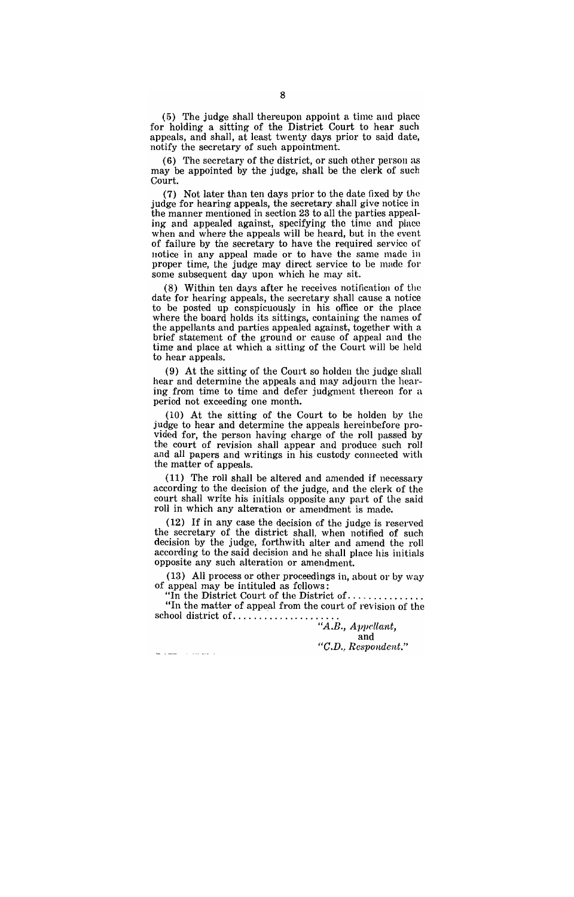(5) The judge shall thereupon appoint a time and place for holding a sitting of the District Court to hear such appeals, and shall, at least twenty days prior to said date, notify the secretary of such appointment.

(6) The secretary of the district, or such other person as may be appointed by the judge, shall be the clerk of such Court.

(7) Not later than ten days prior to the date fixed by the judge for hearing appeals, the secretary shall give notice in the manner mentioned in section 23 to all the parties appealing and appealed against, specifying the time and place when and where the appeals will be heard, but in the event of failure by the secretary to have the required service of notice in any appeal made or to have the same made in proper time, the judge may direct service to be made for some subsequent day upon which he may sit.

(8) Within ten days after he receives notification of the date for hearing appeals, the secretary shall cause a notice to be posted up conspicuously in his office or the place where the board holds its sittings, containing the names of the appellants and parties appealed against, together with a brief statement of the ground or cause of appeal and the time and place at which a sitting of the Court will be held to hear appeals.

(9) At the sitting of the Court so holden the judge shall hear and determine the appeals and may adjourn the hearing from time to time and defer judgment thereon for a period not exceeding one month.

(10) At the sitting of the Court to be holden by the judge to hear and determine the appeals hereinbefore provided for, the person having charge of the roll passed by the court of revision shall appear and produce such roll and all papers and writings in his custody connected with the matter of appeals.

(11) The roll shall be altered and amended if necessary according to the decision of the judge, and the clerk of the court shall write his initials opposite any part of the said roll in which any alteration or amendment is made.

(12) If in any case the decision of the judge is reserved the secretary of the district shall, when notified of such decision by the judge, forthwith alter and amend the roll according to the said decision and he shall place his initials opposite any such alteration or amendment.

(13) All process or other proceedings in, about or by way of appeal may be intituled as follows:

"In the District Court of the District of...............

"In the matter of appeal from the court of revision of the school district of.....................

*"A.B., Appellant,*
and
*"C.D., Respondent."*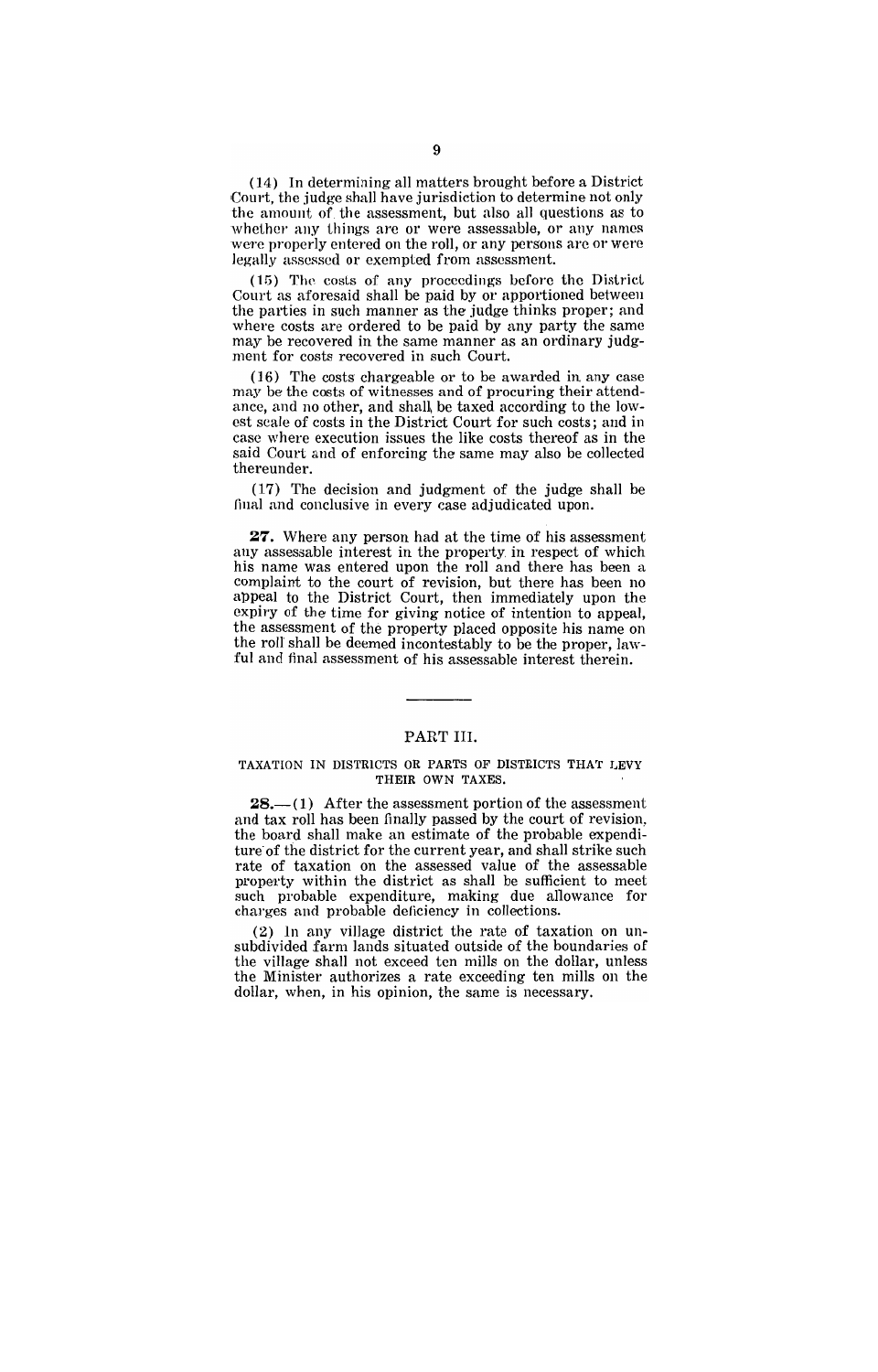(14) In determining all matters brought before a District Court, the judge shall have jurisdiction to determine not only the amount of the assessment, but also all questions as to whether any things are or were assessable, or any names were properly entered on the roll, or any persons are or were legally assessed or exempted from assessment.

(15) The costs of any proceedings before the District Court as aforesaid shall be paid by or apportioned between the parties in such manner as the judge thinks proper; and where costs are ordered to be paid by any party the same may be recovered in the same manner as an ordinary judgment for costs recovered in such Court.

(16) The costs chargeable or to be awarded in any case may be the costs of witnesses and of procuring their attendance, and no other, and shall be taxed according to the lowest scale of costs in the District Court for such costs; and in case where execution issues the like costs thereof as in the said Court and of enforcing the same may also be collected thereunder.

(17) The decision and judgment of the judge shall be final and conclusive in every case adjudicated upon.

**27.** Where any person had at the time of his assessment any assessable interest in the property in respect of which his name was entered upon the roll and there has been a complaint to the court of revision, but there has been no appeal to the District Court, then immediately upon the expiry of the time for giving notice of intention to appeal, the assessment of the property placed opposite his name on the roll shall be deemed incontestably to be the proper, lawful and final assessment of his assessable interest therein.

---

## PART III.

### TAXATION IN DISTRICTS OR PARTS OF DISTRICTS THAT LEVY THEIR OWN TAXES.

**28.**—(1) After the assessment portion of the assessment and tax roll has been finally passed by the court of revision, the board shall make an estimate of the probable expenditure of the district for the current year, and shall strike such rate of taxation on the assessed value of the assessable property within the district as shall be sufficient to meet such probable expenditure, making due allowance for charges and probable deficiency in collections.

(2) In any village district the rate of taxation on unsubdivided farm lands situated outside of the boundaries of the village shall not exceed ten mills on the dollar, unless the Minister authorizes a rate exceeding ten mills on the dollar, when, in his opinion, the same is necessary.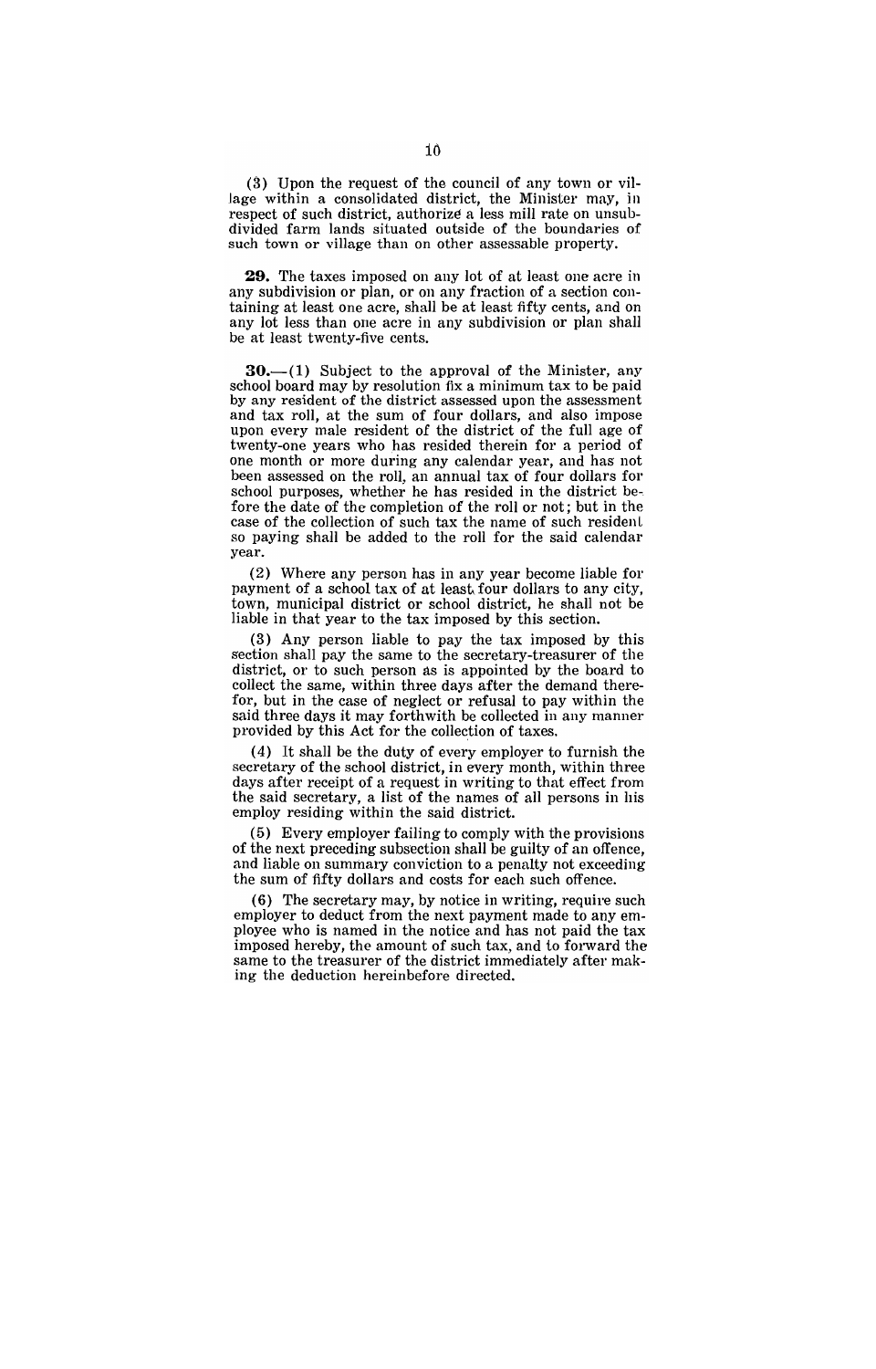(3) Upon the request of the council of any town or village within a consolidated district, the Minister may, in respect of such district, authorize a less mill rate on unsubdivided farm lands situated outside of the boundaries of such town or village than on other assessable property.

**29.** The taxes imposed on any lot of at least one acre in any subdivision or plan, or on any fraction of a section containing at least one acre, shall be at least fifty cents, and on any lot less than one acre in any subdivision or plan shall be at least twenty-five cents.

**30.**—(1) Subject to the approval of the Minister, any school board may by resolution fix a minimum tax to be paid by any resident of the district assessed upon the assessment and tax roll, at the sum of four dollars, and also impose upon every male resident of the district of the full age of twenty-one years who has resided therein for a period of one month or more during any calendar year, and has not been assessed on the roll, an annual tax of four dollars for school purposes, whether he has resided in the district before the date of the completion of the roll or not; but in the case of the collection of such tax the name of such resident so paying shall be added to the roll for the said calendar year.

(2) Where any person has in any year become liable for payment of a school tax of at least four dollars to any city, town, municipal district or school district, he shall not be liable in that year to the tax imposed by this section.

(3) Any person liable to pay the tax imposed by this section shall pay the same to the secretary-treasurer of the district, or to such person as is appointed by the board to collect the same, within three days after the demand therefor, but in the case of neglect or refusal to pay within the said three days it may forthwith be collected in any manner provided by this Act for the collection of taxes.

(4) It shall be the duty of every employer to furnish the secretary of the school district, in every month, within three days after receipt of a request in writing to that effect from the said secretary, a list of the names of all persons in his employ residing within the said district.

(5) Every employer failing to comply with the provisions of the next preceding subsection shall be guilty of an offence, and liable on summary conviction to a penalty not exceeding the sum of fifty dollars and costs for each such offence.

(6) The secretary may, by notice in writing, require such employer to deduct from the next payment made to any employee who is named in the notice and has not paid the tax imposed hereby, the amount of such tax, and to forward the same to the treasurer of the district immediately after making the deduction hereinbefore directed.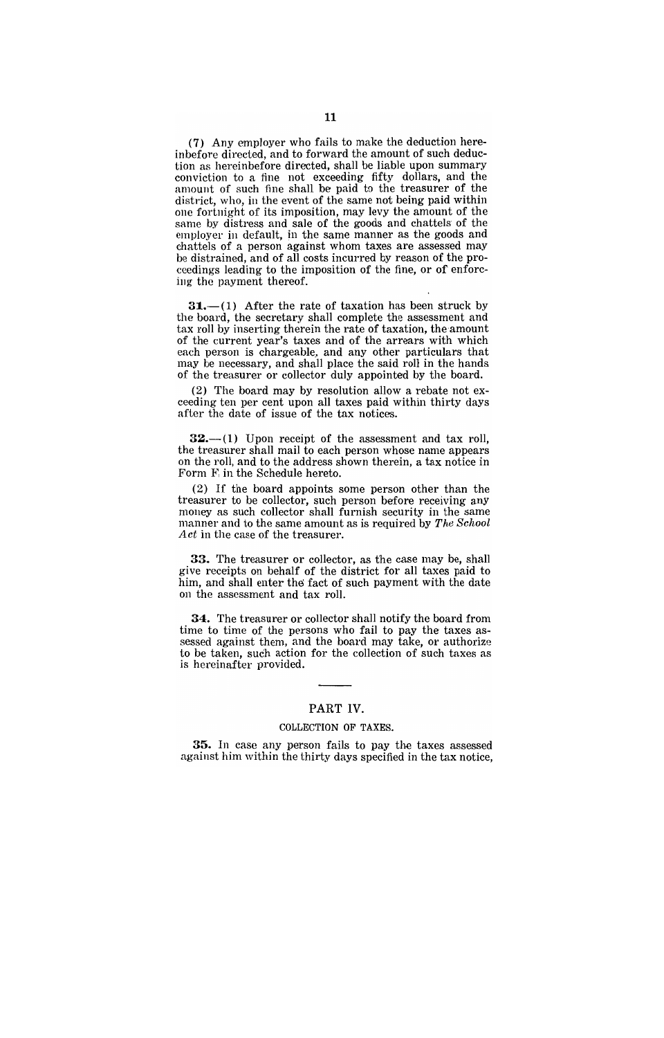(7) Any employer who fails to make the deduction hereinbefore directed, and to forward the amount of such deduction as hereinbefore directed, shall be liable upon summary conviction to a fine not exceeding fifty dollars, and the amount of such fine shall be paid to the treasurer of the district, who, in the event of the same not being paid within one fortnight of its imposition, may levy the amount of the same by distress and sale of the goods and chattels of the employer in default, in the same manner as the goods and chattels of a person against whom taxes are assessed may be distrained, and of all costs incurred by reason of the proceedings leading to the imposition of the fine, or of enforcing the payment thereof.

**31.**—(1) After the rate of taxation has been struck by the board, the secretary shall complete the assessment and tax roll by inserting therein the rate of taxation, the amount of the current year's taxes and of the arrears with which each person is chargeable, and any other particulars that may be necessary, and shall place the said roll in the hands of the treasurer or collector duly appointed by the board.

(2) The board may by resolution allow a rebate not exceeding ten per cent upon all taxes paid within thirty days after the date of issue of the tax notices.

**32.**—(1) Upon receipt of the assessment and tax roll, the treasurer shall mail to each person whose name appears on the roll, and to the address shown therein, a tax notice in Form F in the Schedule hereto.

(2) If the board appoints some person other than the treasurer to be collector, such person before receiving any money as such collector shall furnish security in the same manner and to the same amount as is required by *The School Act* in the case of the treasurer.

**33.** The treasurer or collector, as the case may be, shall give receipts on behalf of the district for all taxes paid to him, and shall enter the fact of such payment with the date on the assessment and tax roll.

**34.** The treasurer or collector shall notify the board from time to time of the persons who fail to pay the taxes assessed against them, and the board may take, or authorize to be taken, such action for the collection of such taxes as is hereinafter provided.

## PART IV.

### COLLECTION OF TAXES.

**35.** In case any person fails to pay the taxes assessed against him within the thirty days specified in the tax notice,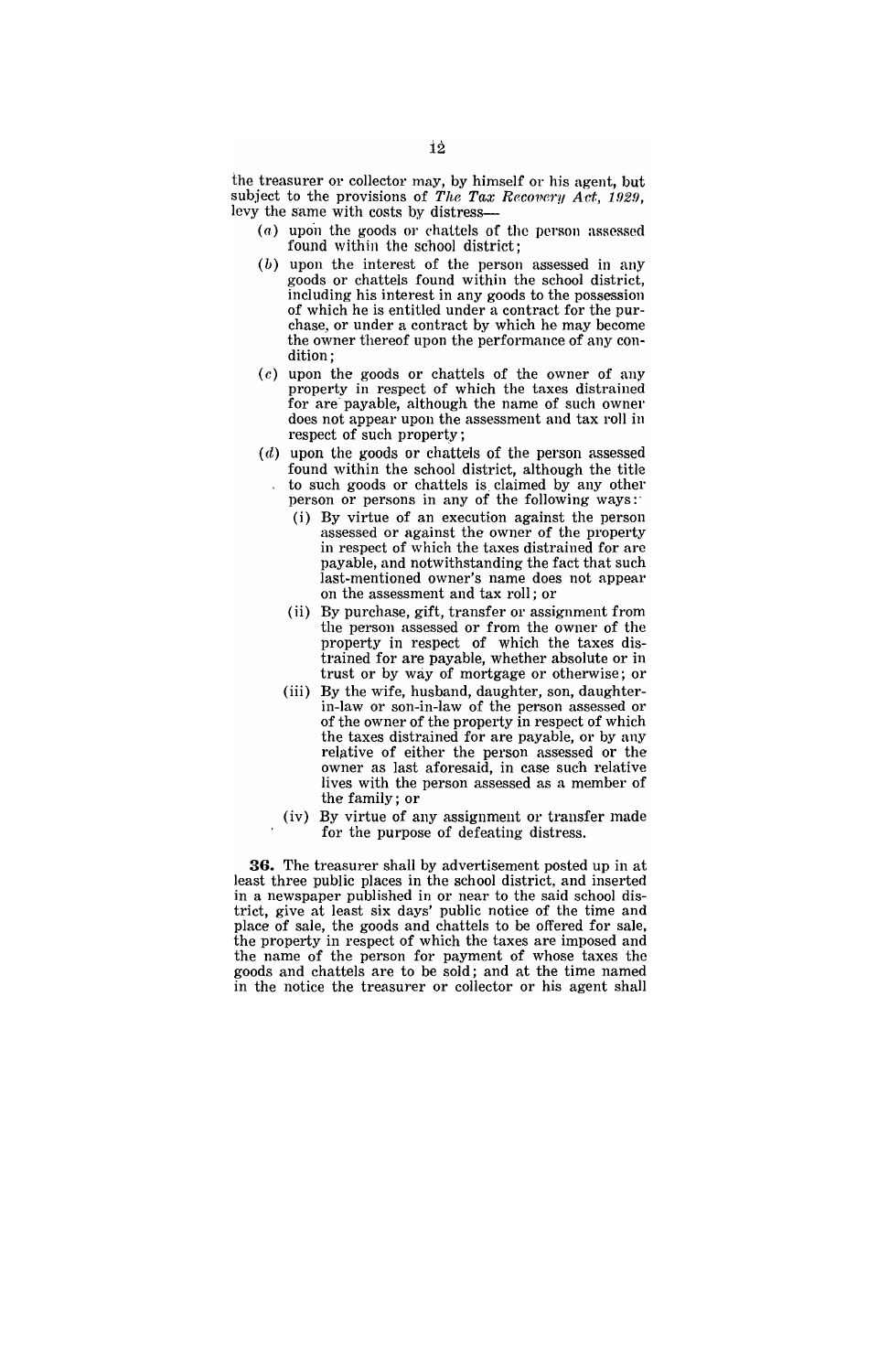the treasurer or collector may, by himself or his agent, but subject to the provisions of *The Tax Recovery Act, 1929*, levy the same with costs by distress—

(*a*) upon the goods or chattels of the person assessed found within the school district;

(*b*) upon the interest of the person assessed in any goods or chattels found within the school district, including his interest in any goods to the possession of which he is entitled under a contract for the purchase, or under a contract by which he may become the owner thereof upon the performance of any condition;

(*c*) upon the goods or chattels of the owner of any property in respect of which the taxes distrained for are payable, although the name of such owner does not appear upon the assessment and tax roll in respect of such property;

(*d*) upon the goods or chattels of the person assessed found within the school district, although the title to such goods or chattels is claimed by any other person or persons in any of the following ways:

(i) By virtue of an execution against the person assessed or against the owner of the property in respect of which the taxes distrained for are payable, and notwithstanding the fact that such last-mentioned owner's name does not appear on the assessment and tax roll; or

(ii) By purchase, gift, transfer or assignment from the person assessed or from the owner of the property in respect of which the taxes distrained for are payable, whether absolute or in trust or by way of mortgage or otherwise; or

(iii) By the wife, husband, daughter, son, daughter-in-law or son-in-law of the person assessed or of the owner of the property in respect of which the taxes distrained for are payable, or by any relative of either the person assessed or the owner as last aforesaid, in case such relative lives with the person assessed as a member of the family; or

(iv) By virtue of any assignment or transfer made for the purpose of defeating distress.

**36.** The treasurer shall by advertisement posted up in at least three public places in the school district, and inserted in a newspaper published in or near to the said school district, give at least six days' public notice of the time and place of sale, the goods and chattels to be offered for sale, the property in respect of which the taxes are imposed and the name of the person for payment of whose taxes the goods and chattels are to be sold; and at the time named in the notice the treasurer or collector or his agent shall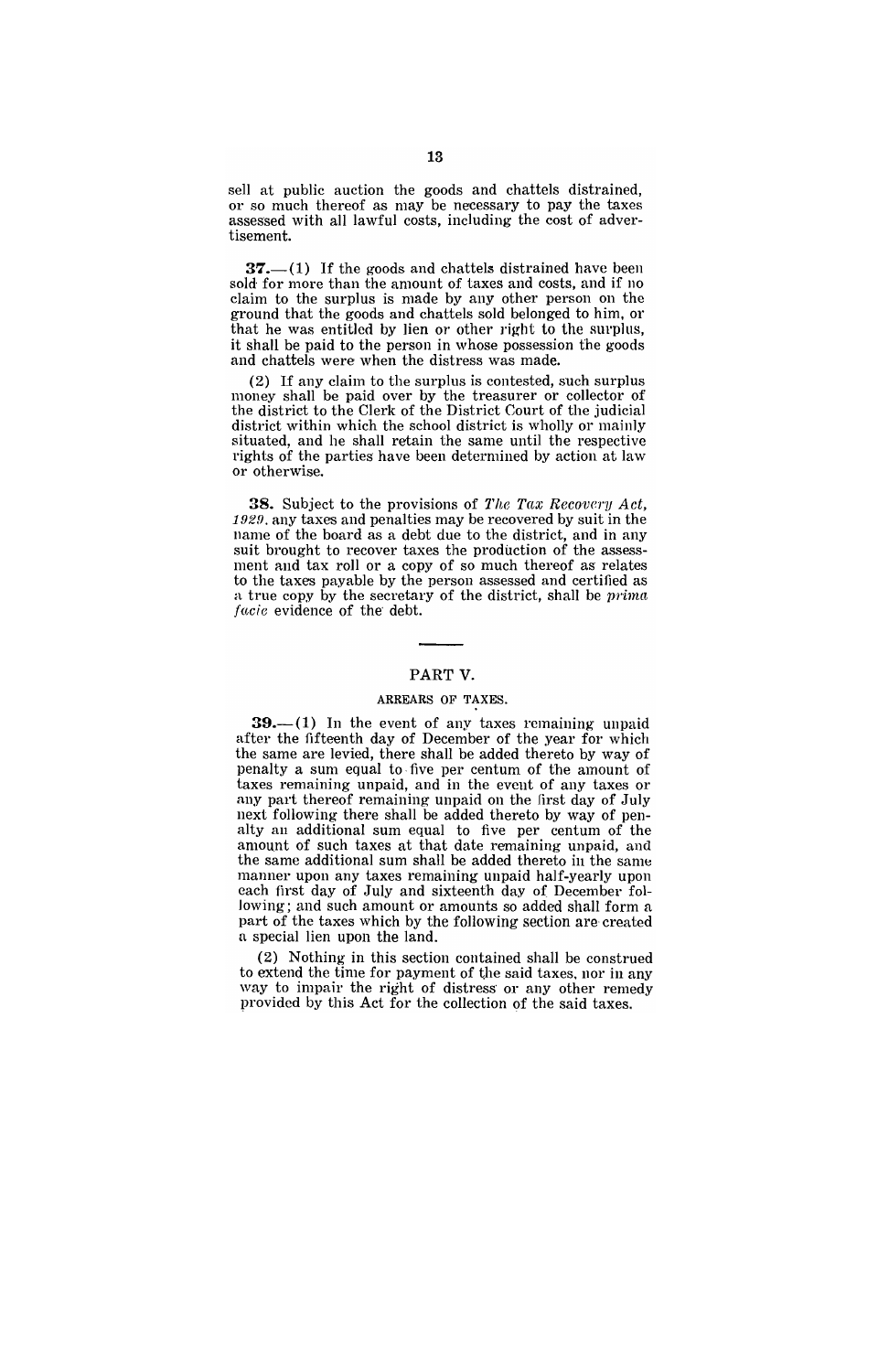sell at public auction the goods and chattels distrained, or so much thereof as may be necessary to pay the taxes assessed with all lawful costs, including the cost of advertisement.

**37.**—(1) If the goods and chattels distrained have been sold for more than the amount of taxes and costs, and if no claim to the surplus is made by any other person on the ground that the goods and chattels sold belonged to him, or that he was entitled by lien or other right to the surplus, it shall be paid to the person in whose possession the goods and chattels were when the distress was made.

(2) If any claim to the surplus is contested, such surplus money shall be paid over by the treasurer or collector of the district to the Clerk of the District Court of the judicial district within which the school district is wholly or mainly situated, and he shall retain the same until the respective rights of the parties have been determined by action at law or otherwise.

**38.** Subject to the provisions of *The Tax Recovery Act, 1929*, any taxes and penalties may be recovered by suit in the name of the board as a debt due to the district, and in any suit brought to recover taxes the production of the assessment and tax roll or a copy of so much thereof as relates to the taxes payable by the person assessed and certified as a true copy by the secretary of the district, shall be *prima facie* evidence of the debt.

## PART V.

### ARREARS OF TAXES.

**39.**—(1) In the event of any taxes remaining unpaid after the fifteenth day of December of the year for which the same are levied, there shall be added thereto by way of penalty a sum equal to five per centum of the amount of taxes remaining unpaid, and in the event of any taxes or any part thereof remaining unpaid on the first day of July next following there shall be added thereto by way of penalty an additional sum equal to five per centum of the amount of such taxes at that date remaining unpaid, and the same additional sum shall be added thereto in the same manner upon any taxes remaining unpaid half-yearly upon each first day of July and sixteenth day of December following; and such amount or amounts so added shall form a part of the taxes which by the following section are created a special lien upon the land.

(2) Nothing in this section contained shall be construed to extend the time for payment of the said taxes, nor in any way to impair the right of distress or any other remedy provided by this Act for the collection of the said taxes.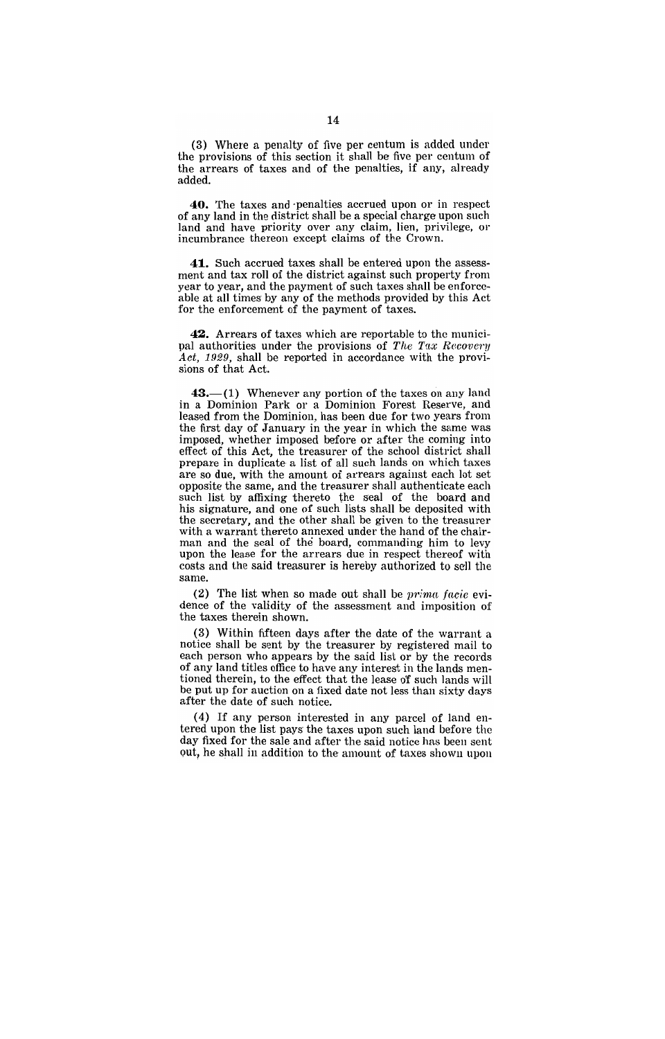(3) Where a penalty of five per centum is added under the provisions of this section it shall be five per centum of the arrears of taxes and of the penalties, if any, already added.

**40.** The taxes and penalties accrued upon or in respect of any land in the district shall be a special charge upon such land and have priority over any claim, lien, privilege, or incumbrance thereon except claims of the Crown.

**41.** Such accrued taxes shall be entered upon the assessment and tax roll of the district against such property from year to year, and the payment of such taxes shall be enforceable at all times by any of the methods provided by this Act for the enforcement of the payment of taxes.

**42.** Arrears of taxes which are reportable to the municipal authorities under the provisions of *The Tax Recovery Act, 1929*, shall be reported in accordance with the provisions of that Act.

**43.**—(1) Whenever any portion of the taxes on any land in a Dominion Park or a Dominion Forest Reserve, and leased from the Dominion, has been due for two years from the first day of January in the year in which the same was imposed, whether imposed before or after the coming into effect of this Act, the treasurer of the school district shall prepare in duplicate a list of all such lands on which taxes are so due, with the amount of arrears against each lot set opposite the same, and the treasurer shall authenticate each such list by affixing thereto the seal of the board and his signature, and one of such lists shall be deposited with the secretary, and the other shall be given to the treasurer with a warrant thereto annexed under the hand of the chairman and the seal of the board, commanding him to levy upon the lease for the arrears due in respect thereof with costs and the said treasurer is hereby authorized to sell the same.

(2) The list when so made out shall be *prima facie* evidence of the validity of the assessment and imposition of the taxes therein shown.

(3) Within fifteen days after the date of the warrant a notice shall be sent by the treasurer by registered mail to each person who appears by the said list or by the records of any land titles office to have any interest in the lands mentioned therein, to the effect that the lease of such lands will be put up for auction on a fixed date not less than sixty days after the date of such notice.

(4) If any person interested in any parcel of land entered upon the list pays the taxes upon such land before the day fixed for the sale and after the said notice has been sent out, he shall in addition to the amount of taxes shown upon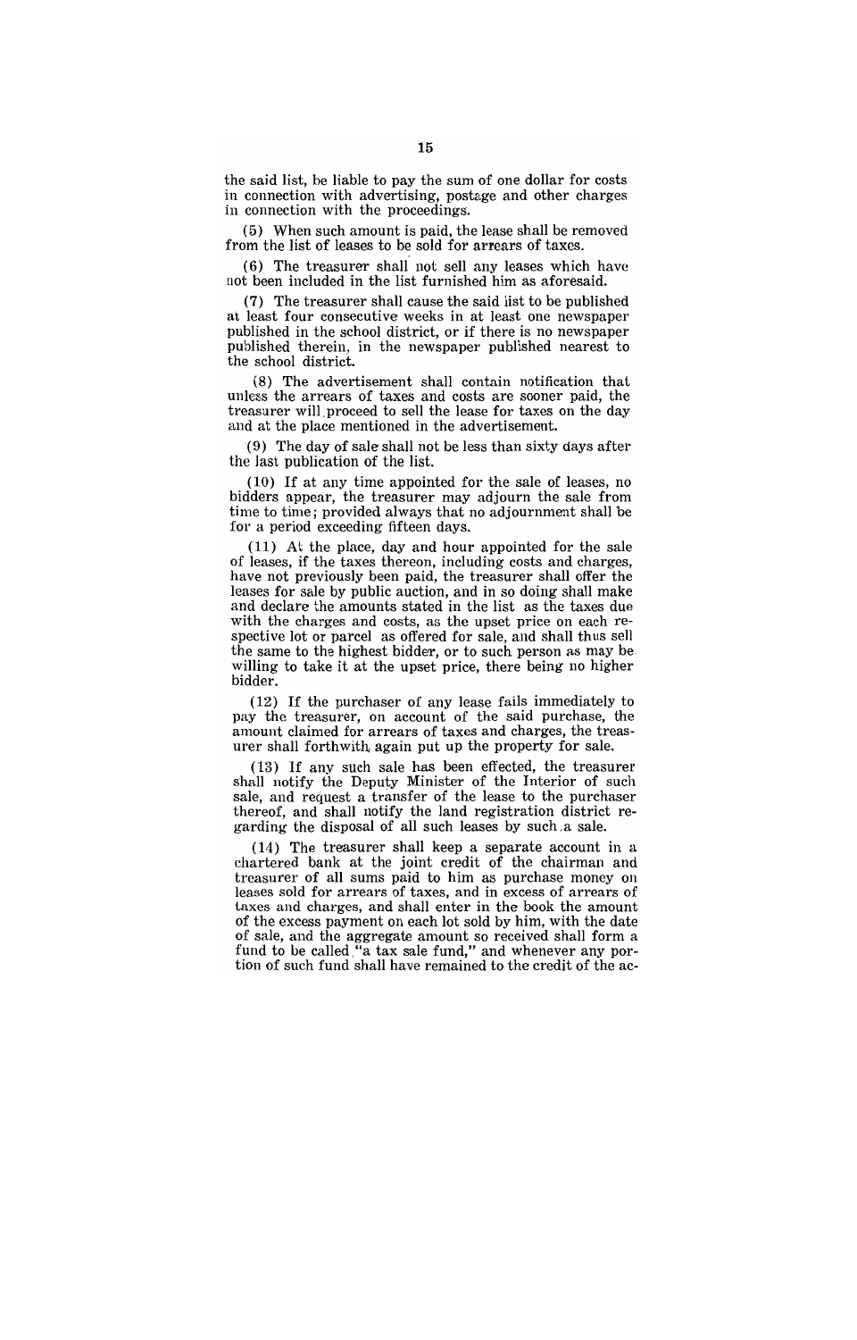the said list, be liable to pay the sum of one dollar for costs in connection with advertising, postage and other charges in connection with the proceedings.

(5) When such amount is paid, the lease shall be removed from the list of leases to be sold for arrears of taxes.

(6) The treasurer shall not sell any leases which have not been included in the list furnished him as aforesaid.

(7) The treasurer shall cause the said list to be published at least four consecutive weeks in at least one newspaper published in the school district, or if there is no newspaper published therein, in the newspaper published nearest to the school district.

(8) The advertisement shall contain notification that unless the arrears of taxes and costs are sooner paid, the treasurer will proceed to sell the lease for taxes on the day and at the place mentioned in the advertisement.

(9) The day of sale shall not be less than sixty days after the last publication of the list.

(10) If at any time appointed for the sale of leases, no bidders appear, the treasurer may adjourn the sale from time to time; provided always that no adjournment shall be for a period exceeding fifteen days.

(11) At the place, day and hour appointed for the sale of leases, if the taxes thereon, including costs and charges, have not previously been paid, the treasurer shall offer the leases for sale by public auction, and in so doing shall make and declare the amounts stated in the list as the taxes due with the charges and costs, as the upset price on each respective lot or parcel as offered for sale, and shall thus sell the same to the highest bidder, or to such person as may be willing to take it at the upset price, there being no higher bidder.

(12) If the purchaser of any lease fails immediately to pay the treasurer, on account of the said purchase, the amount claimed for arrears of taxes and charges, the treasurer shall forthwith again put up the property for sale.

(13) If any such sale has been effected, the treasurer shall notify the Deputy Minister of the Interior of such sale, and request a transfer of the lease to the purchaser thereof, and shall notify the land registration district regarding the disposal of all such leases by such a sale.

(14) The treasurer shall keep a separate account in a chartered bank at the joint credit of the chairman and treasurer of all sums paid to him as purchase money on leases sold for arrears of taxes, and in excess of arrears of taxes and charges, and shall enter in the book the amount of the excess payment on each lot sold by him, with the date of sale, and the aggregate amount so received shall form a fund to be called "a tax sale fund," and whenever any portion of such fund shall have remained to the credit of the ac-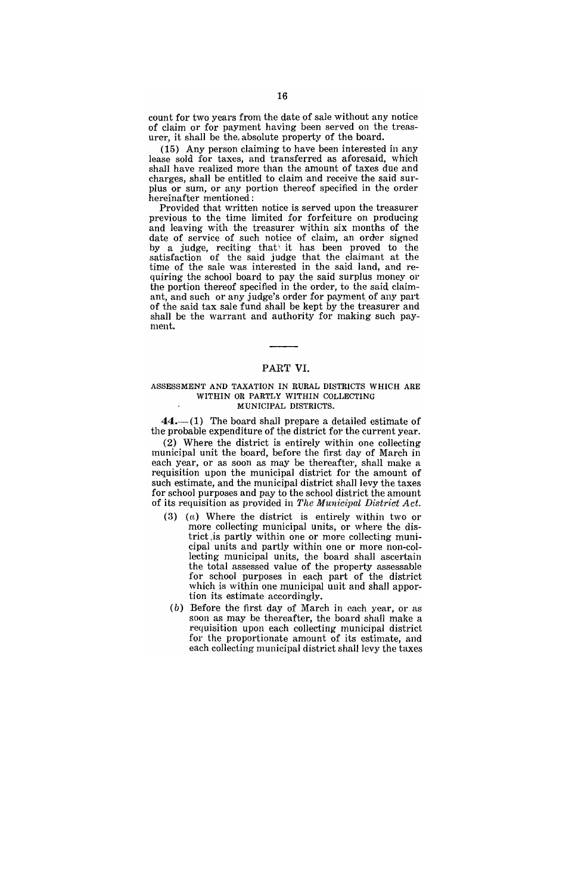count for two years from the date of sale without any notice of claim or for payment having been served on the treasurer, it shall be the absolute property of the board.

(15) Any person claiming to have been interested in any lease sold for taxes, and transferred as aforesaid, which shall have realized more than the amount of taxes due and charges, shall be entitled to claim and receive the said surplus or sum, or any portion thereof specified in the order hereinafter mentioned:

Provided that written notice is served upon the treasurer previous to the time limited for forfeiture on producing and leaving with the treasurer within six months of the date of service of such notice of claim, an order signed by a judge, reciting that it has been proved to the satisfaction of the said judge that the claimant at the time of the sale was interested in the said land, and requiring the school board to pay the said surplus money or the portion thereof specified in the order, to the said claimant, and such or any judge's order for payment of any part of the said tax sale fund shall be kept by the treasurer and shall be the warrant and authority for making such payment.

---

## PART VI.

### ASSESSMENT AND TAXATION IN RURAL DISTRICTS WHICH ARE WITHIN OR PARTLY WITHIN COLLECTING MUNICIPAL DISTRICTS.

**44.**—(1) The board shall prepare a detailed estimate of the probable expenditure of the district for the current year.

(2) Where the district is entirely within one collecting municipal unit the board, before the first day of March in each year, or as soon as may be thereafter, shall make a requisition upon the municipal district for the amount of such estimate, and the municipal district shall levy the taxes for school purposes and pay to the school district the amount of its requisition as provided in *The Municipal District Act*.

(3) (*a*) Where the district is entirely within two or more collecting municipal units, or where the district is partly within one or more collecting municipal units and partly within one or more non-collecting municipal units, the board shall ascertain the total assessed value of the property assessable for school purposes in each part of the district which is within one municipal unit and shall apportion its estimate accordingly.

(*b*) Before the first day of March in each year, or as soon as may be thereafter, the board shall make a requisition upon each collecting municipal district for the proportionate amount of its estimate, and each collecting municipal district shall levy the taxes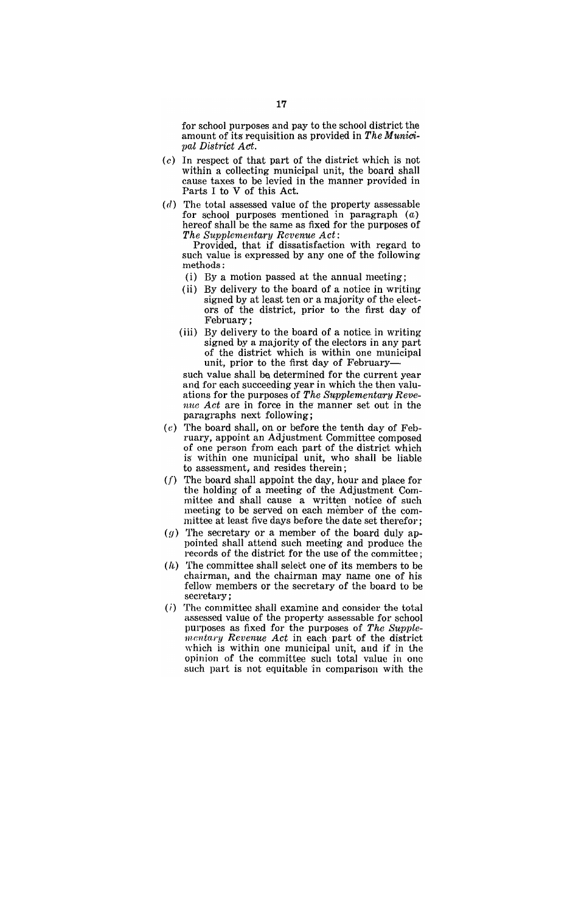for school purposes and pay to the school district the amount of its requisition as provided in *The Municipal District Act.*

(*c*) In respect of that part of the district which is not within a collecting municipal unit, the board shall cause taxes to be levied in the manner provided in Parts I to V of this Act.

(*d*) The total assessed value of the property assessable for school purposes mentioned in paragraph (*a*) hereof shall be the same as fixed for the purposes of *The Supplementary Revenue Act*:

Provided, that if dissatisfaction with regard to such value is expressed by any one of the following methods:

(i) By a motion passed at the annual meeting;

(ii) By delivery to the board of a notice in writing signed by at least ten or a majority of the electors of the district, prior to the first day of February;

(iii) By delivery to the board of a notice in writing signed by a majority of the electors in any part of the district which is within one municipal unit, prior to the first day of February—

such value shall be determined for the current year and for each succeeding year in which the then valuations for the purposes of *The Supplementary Revenue Act* are in force in the manner set out in the paragraphs next following;

(*e*) The board shall, on or before the tenth day of February, appoint an Adjustment Committee composed of one person from each part of the district which is within one municipal unit, who shall be liable to assessment, and resides therein;

(*f*) The board shall appoint the day, hour and place for the holding of a meeting of the Adjustment Committee and shall cause a written notice of such meeting to be served on each member of the committee at least five days before the date set therefor;

(*g*) The secretary or a member of the board duly appointed shall attend such meeting and produce the records of the district for the use of the committee;

(*h*) The committee shall select one of its members to be chairman, and the chairman may name one of his fellow members or the secretary of the board to be secretary;

(*i*) The committee shall examine and consider the total assessed value of the property assessable for school purposes as fixed for the purposes of *The Supplementary Revenue Act* in each part of the district which is within one municipal unit, and if in the opinion of the committee such total value in one such part is not equitable in comparison with the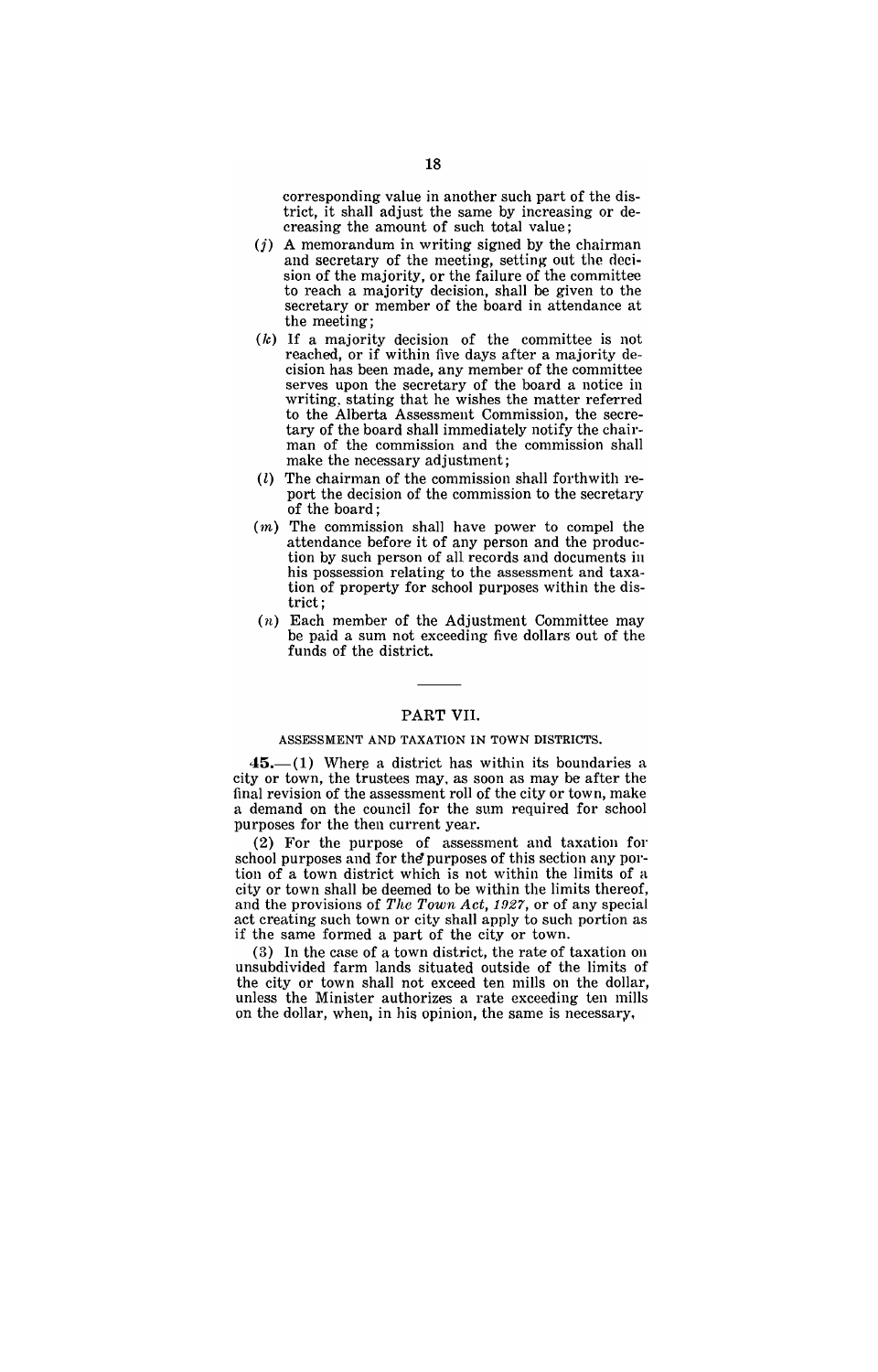corresponding value in another such part of the district, it shall adjust the same by increasing or decreasing the amount of such total value;

(*j*) A memorandum in writing signed by the chairman and secretary of the meeting, setting out the decision of the majority, or the failure of the committee to reach a majority decision, shall be given to the secretary or member of the board in attendance at the meeting;

(*k*) If a majority decision of the committee is not reached, or if within five days after a majority decision has been made, any member of the committee serves upon the secretary of the board a notice in writing, stating that he wishes the matter referred to the Alberta Assessment Commission, the secretary of the board shall immediately notify the chairman of the commission and the commission shall make the necessary adjustment;

(*l*) The chairman of the commission shall forthwith report the decision of the commission to the secretary of the board;

(*m*) The commission shall have power to compel the attendance before it of any person and the production by such person of all records and documents in his possession relating to the assessment and taxation of property for school purposes within the district;

(*n*) Each member of the Adjustment Committee may be paid a sum not exceeding five dollars out of the funds of the district.

---

## PART VII.

### ASSESSMENT AND TAXATION IN TOWN DISTRICTS.

**45.**—(1) Where a district has within its boundaries a city or town, the trustees may, as soon as may be after the final revision of the assessment roll of the city or town, make a demand on the council for the sum required for school purposes for the then current year.

(2) For the purpose of assessment and taxation for school purposes and for the purposes of this section any portion of a town district which is not within the limits of a city or town shall be deemed to be within the limits thereof, and the provisions of *The Town Act, 1927*, or of any special act creating such town or city shall apply to such portion as if the same formed a part of the city or town.

(3) In the case of a town district, the rate of taxation on unsubdivided farm lands situated outside of the limits of the city or town shall not exceed ten mills on the dollar, unless the Minister authorizes a rate exceeding ten mills on the dollar, when, in his opinion, the same is necessary,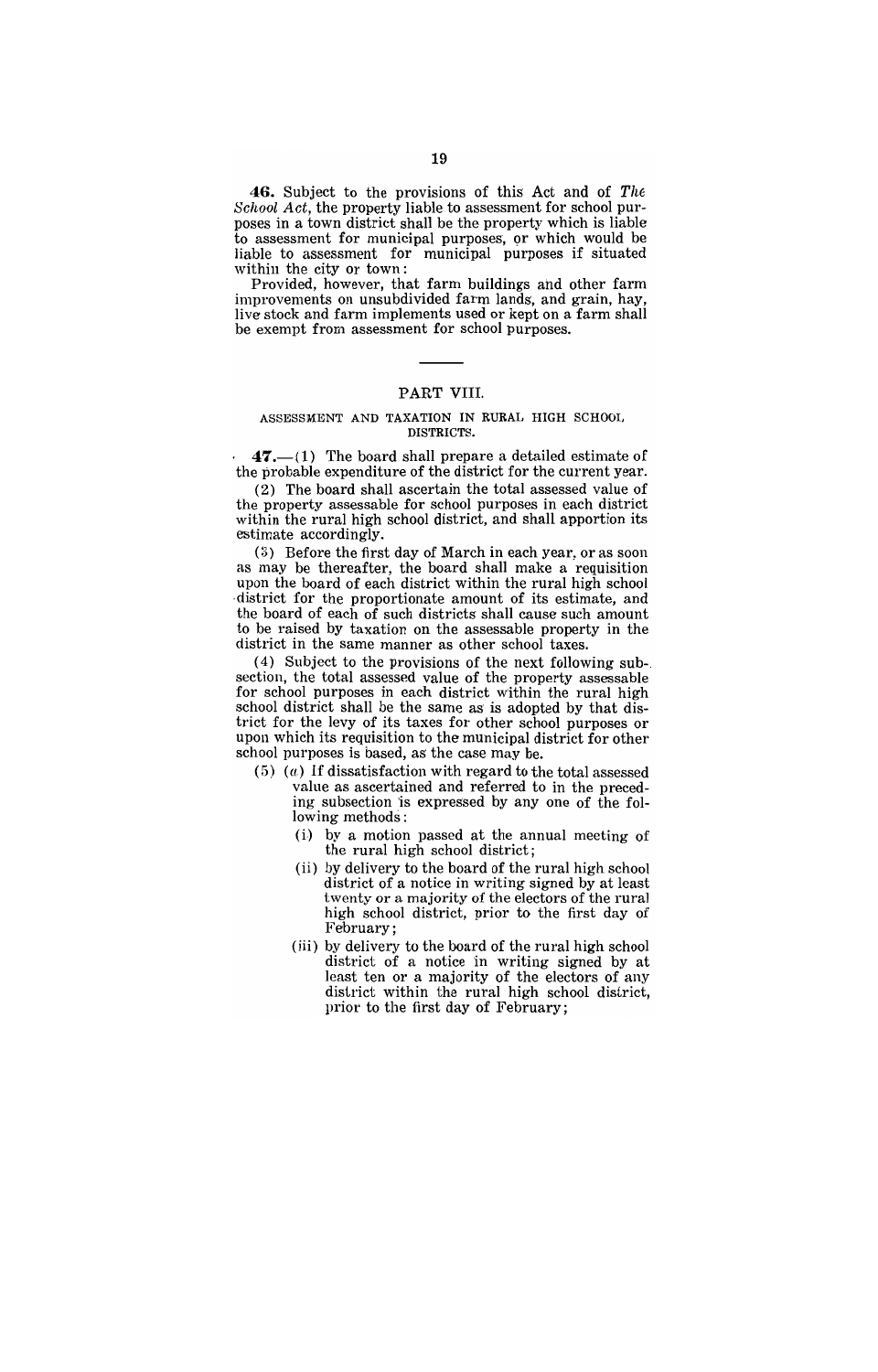**46.** Subject to the provisions of this Act and of *The School Act*, the property liable to assessment for school purposes in a town district shall be the property which is liable to assessment for municipal purposes, or which would be liable to assessment for municipal purposes if situated within the city or town:

Provided, however, that farm buildings and other farm improvements on unsubdivided farm lands, and grain, hay, live stock and farm implements used or kept on a farm shall be exempt from assessment for school purposes.

---

## PART VIII.

### ASSESSMENT AND TAXATION IN RURAL HIGH SCHOOL DISTRICTS.

**47.**—(1) The board shall prepare a detailed estimate of the probable expenditure of the district for the current year.

(2) The board shall ascertain the total assessed value of the property assessable for school purposes in each district within the rural high school district, and shall apportion its estimate accordingly.

(3) Before the first day of March in each year, or as soon as may be thereafter, the board shall make a requisition upon the board of each district within the rural high school district for the proportionate amount of its estimate, and the board of each of such districts shall cause such amount to be raised by taxation on the assessable property in the district in the same manner as other school taxes.

(4) Subject to the provisions of the next following subsection, the total assessed value of the property assessable for school purposes in each district within the rural high school district shall be the same as is adopted by that district for the levy of its taxes for other school purposes or upon which its requisition to the municipal district for other school purposes is based, as the case may be.

(5) (*a*) If dissatisfaction with regard to the total assessed value as ascertained and referred to in the preceding subsection is expressed by any one of the following methods:

- (i) by a motion passed at the annual meeting of the rural high school district;
- (ii) by delivery to the board of the rural high school district of a notice in writing signed by at least twenty or a majority of the electors of the rural high school district, prior to the first day of February;
- (iii) by delivery to the board of the rural high school district of a notice in writing signed by at least ten or a majority of the electors of any district within the rural high school district, prior to the first day of February;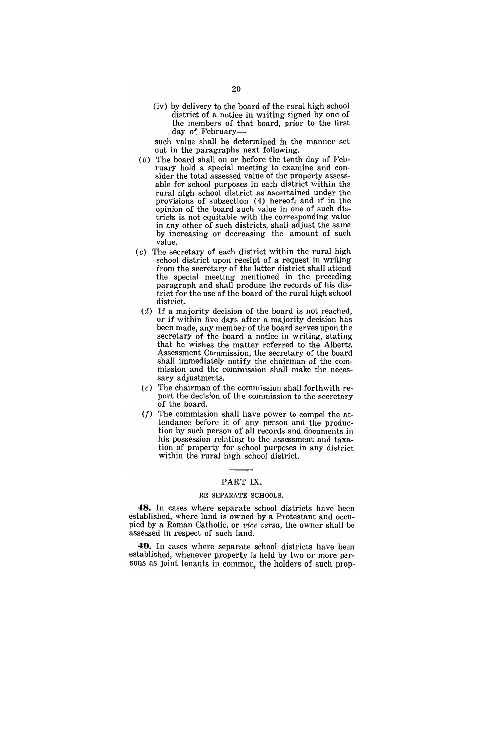(iv) by delivery to the board of the rural high school district of a notice in writing signed by one of the members of that board, prior to the first day of February—

such value shall be determined in the manner set out in the paragraphs next following.

(*b*) The board shall on or before the tenth day of February hold a special meeting to examine and consider the total assessed value of the property assessable for school purposes in each district within the rural high school district as ascertained under the provisions of subsection (4) hereof; and if in the opinion of the board such value in one of such districts is not equitable with the corresponding value in any other of such districts, shall adjust the same by increasing or decreasing the amount of such value.

(*c*) The secretary of each district within the rural high school district upon receipt of a request in writing from the secretary of the latter district shall attend the special meeting mentioned in the preceding paragraph and shall produce the records of his district for the use of the board of the rural high school district.

(*d*) If a majority decision of the board is not reached, or if within five days after a majority decision has been made, any member of the board serves upon the secretary of the board a notice in writing, stating that he wishes the matter referred to the Alberta Assessment Commission, the secretary of the board shall immediately notify the chairman of the commission and the commission shall make the necessary adjustments.

(*e*) The chairman of the commission shall forthwith report the decision of the commission to the secretary of the board.

(*f*) The commission shall have power to compel the attendance before it of any person and the production by such person of all records and documents in his possession relating to the assessment and taxation of property for school purposes in any district within the rural high school district.

---

## PART IX.

### RE SEPARATE SCHOOLS.

**48.** In cases where separate school districts have been established, where land is owned by a Protestant and occupied by a Roman Catholic, or *vice versa*, the owner shall be assessed in respect of such land.

**49.** In cases where separate school districts have been established, whenever property is held by two or more persons as joint tenants in common, the holders of such prop-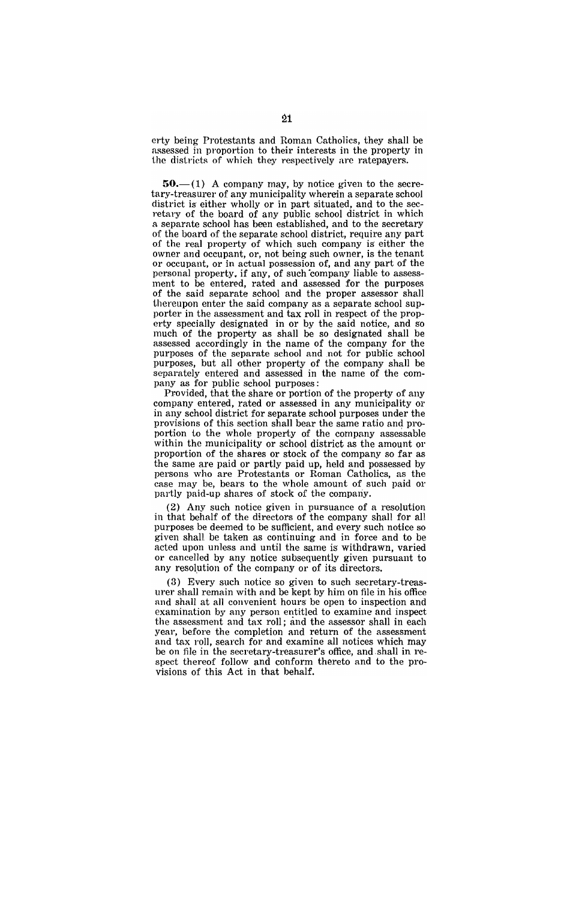erty being Protestants and Roman Catholics, they shall be assessed in proportion to their interests in the property in the districts of which they respectively are ratepayers.

**50.**—(1) A company may, by notice given to the secretary-treasurer of any municipality wherein a separate school district is either wholly or in part situated, and to the secretary of the board of any public school district in which a separate school has been established, and to the secretary of the board of the separate school district, require any part of the real property of which such company is either the owner and occupant, or, not being such owner, is the tenant or occupant, or in actual possession of, and any part of the personal property, if any, of such company liable to assessment to be entered, rated and assessed for the purposes of the said separate school and the proper assessor shall thereupon enter the said company as a separate school supporter in the assessment and tax roll in respect of the property specially designated in or by the said notice, and so much of the property as shall be so designated shall be assessed accordingly in the name of the company for the purposes of the separate school and not for public school purposes, but all other property of the company shall be separately entered and assessed in the name of the company as for public school purposes:

Provided, that the share or portion of the property of any company entered, rated or assessed in any municipality or in any school district for separate school purposes under the provisions of this section shall bear the same ratio and proportion to the whole property of the company assessable within the municipality or school district as the amount or proportion of the shares or stock of the company so far as the same are paid or partly paid up, held and possessed by persons who are Protestants or Roman Catholics, as the case may be, bears to the whole amount of such paid or partly paid-up shares of stock of the company.

(2) Any such notice given in pursuance of a resolution in that behalf of the directors of the company shall for all purposes be deemed to be sufficient, and every such notice so given shall be taken as continuing and in force and to be acted upon unless and until the same is withdrawn, varied or cancelled by any notice subsequently given pursuant to any resolution of the company or of its directors.

(3) Every such notice so given to such secretary-treasurer shall remain with and be kept by him on file in his office and shall at all convenient hours be open to inspection and examination by any person entitled to examine and inspect the assessment and tax roll; and the assessor shall in each year, before the completion and return of the assessment and tax roll, search for and examine all notices which may be on file in the secretary-treasurer's office, and shall in respect thereof follow and conform thereto and to the provisions of this Act in that behalf.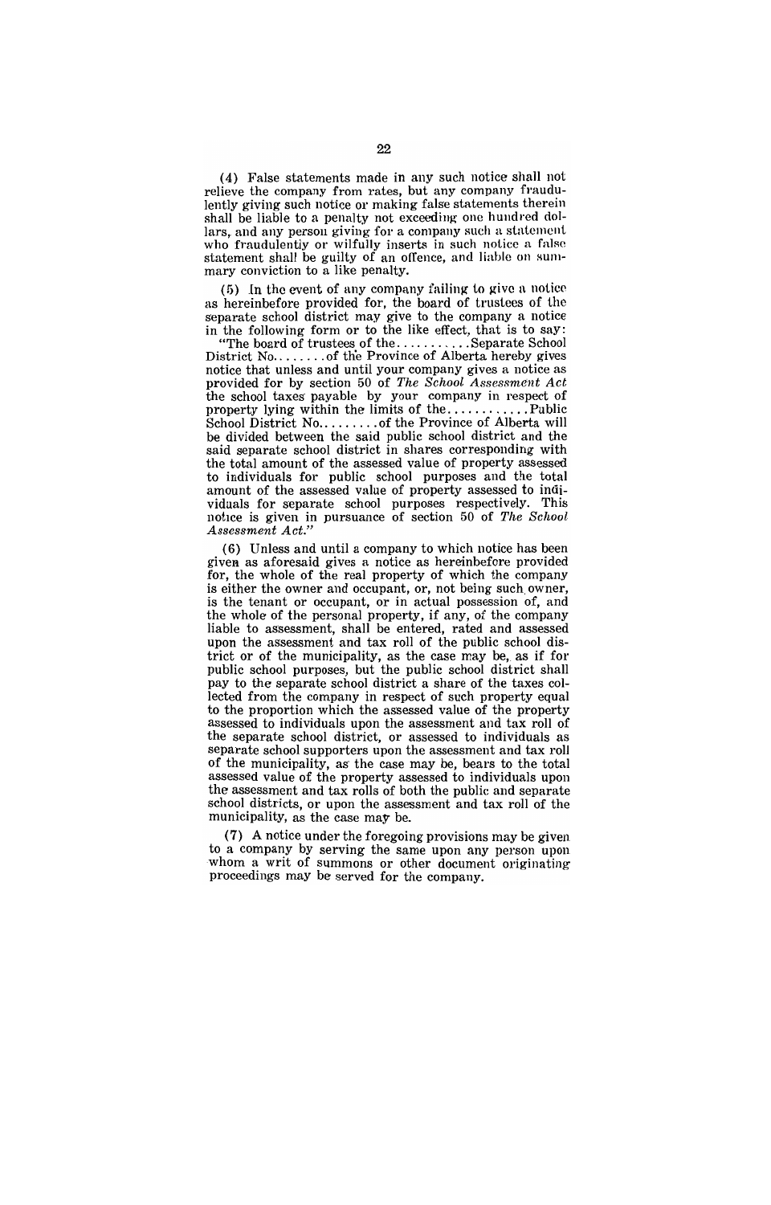(4) False statements made in any such notice shall not relieve the company from rates, but any company fraudulently giving such notice or making false statements therein shall be liable to a penalty not exceeding one hundred dollars, and any person giving for a company such a statement who fraudulently or wilfully inserts in such notice a false statement shall be guilty of an offence, and liable on summary conviction to a like penalty.

(5) In the event of any company failing to give a notice as hereinbefore provided for, the board of trustees of the separate school district may give to the company a notice in the following form or to the like effect, that is to say:

"The board of trustees of the........... Separate School District No........ of the Province of Alberta hereby gives notice that unless and until your company gives a notice as provided for by section 50 of *The School Assessment Act* the school taxes payable by your company in respect of property lying within the limits of the............ Public School District No......... of the Province of Alberta will be divided between the said public school district and the said separate school district in shares corresponding with the total amount of the assessed value of property assessed to individuals for public school purposes and the total amount of the assessed value of property assessed to individuals for separate school purposes respectively. This notice is given in pursuance of section 50 of *The School Assessment Act.*"

(6) Unless and until a company to which notice has been given as aforesaid gives a notice as hereinbefore provided for, the whole of the real property of which the company is either the owner and occupant, or, not being such owner, is the tenant or occupant, or in actual possession of, and the whole of the personal property, if any, of the company liable to assessment, shall be entered, rated and assessed upon the assessment and tax roll of the public school district or of the municipality, as the case may be, as if for public school purposes, but the public school district shall pay to the separate school district a share of the taxes collected from the company in respect of such property equal to the proportion which the assessed value of the property assessed to individuals upon the assessment and tax roll of the separate school district, or assessed to individuals as separate school supporters upon the assessment and tax roll of the municipality, as the case may be, bears to the total assessed value of the property assessed to individuals upon the assessment and tax rolls of both the public and separate school districts, or upon the assessment and tax roll of the municipality, as the case may be.

(7) A notice under the foregoing provisions may be given to a company by serving the same upon any person upon whom a writ of summons or other document originating proceedings may be served for the company.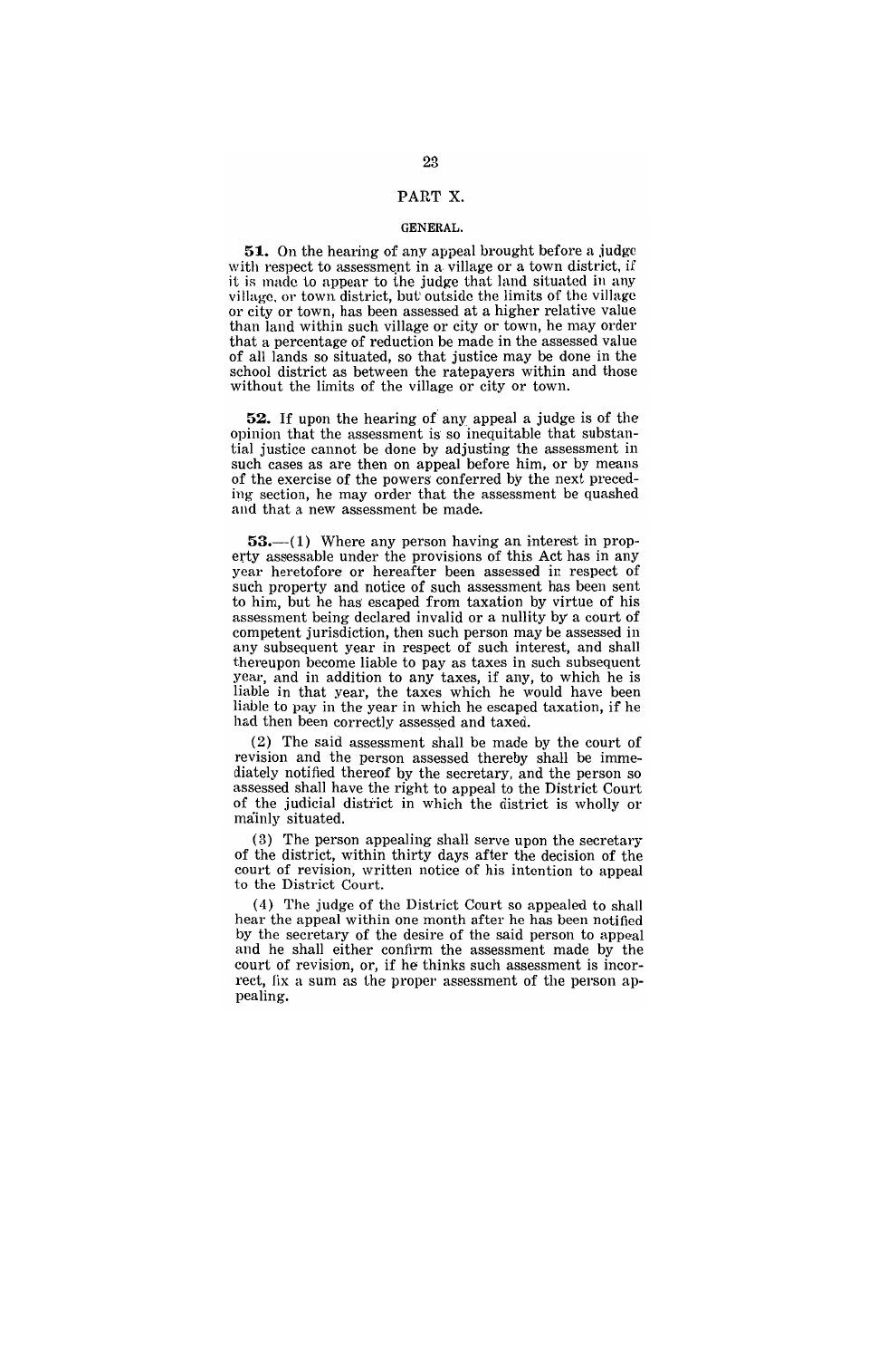## PART X.

### GENERAL.

**51.** On the hearing of any appeal brought before a judge with respect to assessment in a village or a town district, if it is made to appear to the judge that land situated in any village, or town district, but outside the limits of the village or city or town, has been assessed at a higher relative value than land within such village or city or town, he may order that a percentage of reduction be made in the assessed value of all lands so situated, so that justice may be done in the school district as between the ratepayers within and those without the limits of the village or city or town.

**52.** If upon the hearing of any appeal a judge is of the opinion that the assessment is so inequitable that substantial justice cannot be done by adjusting the assessment in such cases as are then on appeal before him, or by means of the exercise of the powers conferred by the next preceding section, he may order that the assessment be quashed and that a new assessment be made.

**53.**—(1) Where any person having an interest in property assessable under the provisions of this Act has in any year heretofore or hereafter been assessed in respect of such property and notice of such assessment has been sent to him, but he has escaped from taxation by virtue of his assessment being declared invalid or a nullity by a court of competent jurisdiction, then such person may be assessed in any subsequent year in respect of such interest, and shall thereupon become liable to pay as taxes in such subsequent year, and in addition to any taxes, if any, to which he is liable in that year, the taxes which he would have been liable to pay in the year in which he escaped taxation, if he had then been correctly assessed and taxed.

(2) The said assessment shall be made by the court of revision and the person assessed thereby shall be immediately notified thereof by the secretary, and the person so assessed shall have the right to appeal to the District Court of the judicial district in which the district is wholly or mainly situated.

(3) The person appealing shall serve upon the secretary of the district, within thirty days after the decision of the court of revision, written notice of his intention to appeal to the District Court.

(4) The judge of the District Court so appealed to shall hear the appeal within one month after he has been notified by the secretary of the desire of the said person to appeal and he shall either confirm the assessment made by the court of revision, or, if he thinks such assessment is incorrect, fix a sum as the proper assessment of the person appealing.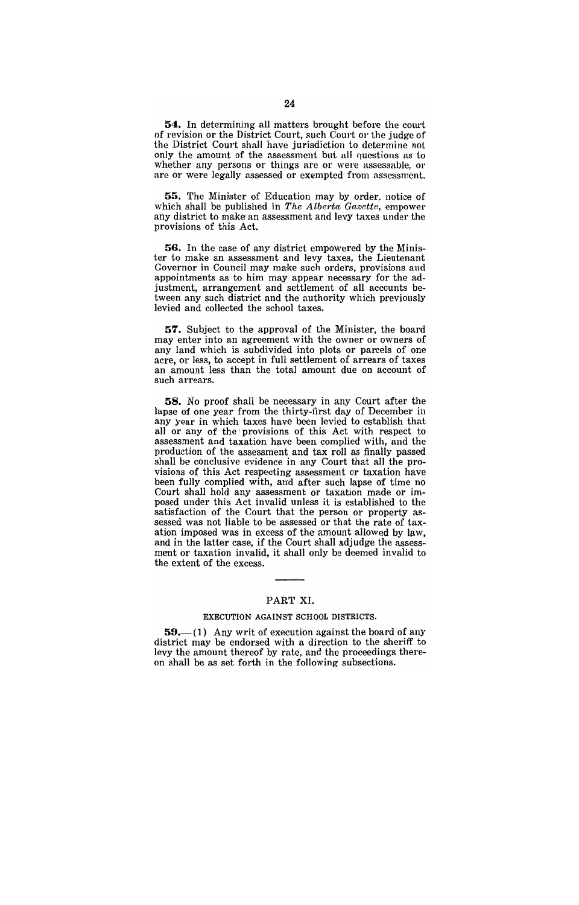**54.** In determining all matters brought before the court of revision or the District Court, such Court or the judge of the District Court shall have jurisdiction to determine not only the amount of the assessment but all questions as to whether any persons or things are or were assessable, or are or were legally assessed or exempted from assessment.

**55.** The Minister of Education may by order, notice of which shall be published in *The Alberta Gazette*, empower any district to make an assessment and levy taxes under the provisions of this Act.

**56.** In the case of any district empowered by the Minister to make an assessment and levy taxes, the Lieutenant Governor in Council may make such orders, provisions and appointments as to him may appear necessary for the adjustment, arrangement and settlement of all accounts between any such district and the authority which previously levied and collected the school taxes.

**57.** Subject to the approval of the Minister, the board may enter into an agreement with the owner or owners of any land which is subdivided into plots or parcels of one acre, or less, to accept in full settlement of arrears of taxes an amount less than the total amount due on account of such arrears.

**58.** No proof shall be necessary in any Court after the lapse of one year from the thirty-first day of December in any year in which taxes have been levied to establish that all or any of the provisions of this Act with respect to assessment and taxation have been complied with, and the production of the assessment and tax roll as finally passed shall be conclusive evidence in any Court that all the provisions of this Act respecting assessment or taxation have been fully complied with, and after such lapse of time no Court shall hold any assessment or taxation made or imposed under this Act invalid unless it is established to the satisfaction of the Court that the person or property assessed was not liable to be assessed or that the rate of taxation imposed was in excess of the amount allowed by law, and in the latter case, if the Court shall adjudge the assessment or taxation invalid, it shall only be deemed invalid to the extent of the excess.

---

## PART XI.

### EXECUTION AGAINST SCHOOL DISTRICTS.

**59.**—(1) Any writ of execution against the board of any district may be endorsed with a direction to the sheriff to levy the amount thereof by rate, and the proceedings thereon shall be as set forth in the following subsections.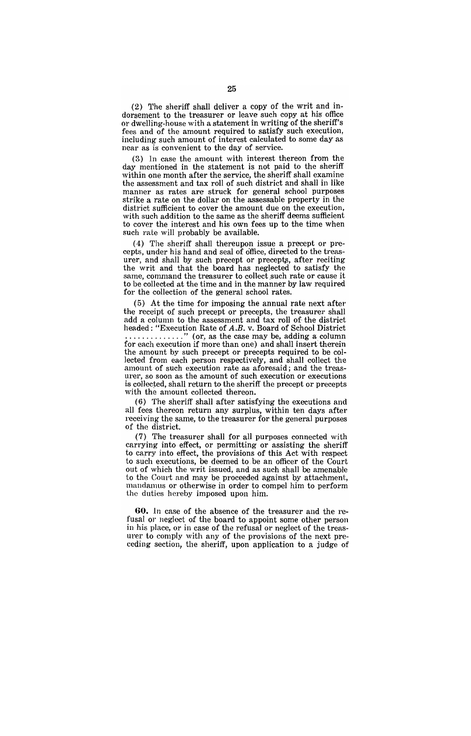(2) The sheriff shall deliver a copy of the writ and indorsement to the treasurer or leave such copy at his office or dwelling-house with a statement in writing of the sheriff's fees and of the amount required to satisfy such execution, including such amount of interest calculated to some day as near as is convenient to the day of service.

(3) In case the amount with interest thereon from the day mentioned in the statement is not paid to the sheriff within one month after the service, the sheriff shall examine the assessment and tax roll of such district and shall in like manner as rates are struck for general school purposes strike a rate on the dollar on the assessable property in the district sufficient to cover the amount due on the execution, with such addition to the same as the sheriff deems sufficient to cover the interest and his own fees up to the time when such rate will probably be available.

(4) The sheriff shall thereupon issue a precept or precepts, under his hand and seal of office, directed to the treasurer, and shall by such precept or precepts, after reciting the writ and that the board has neglected to satisfy the same, command the treasurer to collect such rate or cause it to be collected at the time and in the manner by law required for the collection of the general school rates.

(5) At the time for imposing the annual rate next after the receipt of such precept or precepts, the treasurer shall add a column to the assessment and tax roll of the district headed: "Execution Rate of *A.B.* v. Board of School District ............." (or, as the case may be, adding a column for each execution if more than one) and shall insert therein the amount by such precept or precepts required to be collected from each person respectively, and shall collect the amount of such execution rate as aforesaid; and the treasurer, so soon as the amount of such execution or executions is collected, shall return to the sheriff the precept or precepts with the amount collected thereon.

(6) The sheriff shall after satisfying the executions and all fees thereon return any surplus, within ten days after receiving the same, to the treasurer for the general purposes of the district.

(7) The treasurer shall for all purposes connected with carrying into effect, or permitting or assisting the sheriff to carry into effect, the provisions of this Act with respect to such executions, be deemed to be an officer of the Court out of which the writ issued, and as such shall be amenable to the Court and may be proceeded against by attachment, mandamus or otherwise in order to compel him to perform the duties hereby imposed upon him.

**60.** In case of the absence of the treasurer and the refusal or neglect of the board to appoint some other person in his place, or in case of the refusal or neglect of the treasurer to comply with any of the provisions of the next preceding section, the sheriff, upon application to a judge of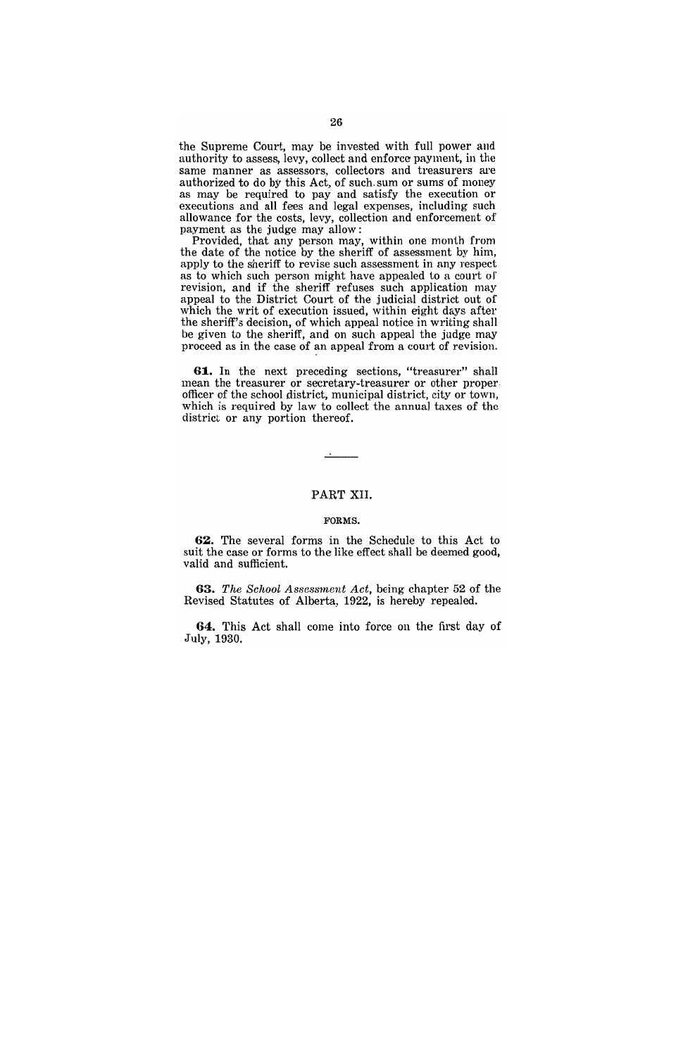the Supreme Court, may be invested with full power and authority to assess, levy, collect and enforce payment, in the same manner as assessors, collectors and treasurers are authorized to do by this Act, of such sum or sums of money as may be required to pay and satisfy the execution or executions and all fees and legal expenses, including such allowance for the costs, levy, collection and enforcement of payment as the judge may allow:

Provided, that any person may, within one month from the date of the notice by the sheriff of assessment by him, apply to the sheriff to revise such assessment in any respect as to which such person might have appealed to a court of revision, and if the sheriff refuses such application may appeal to the District Court of the judicial district out of which the writ of execution issued, within eight days after the sheriff's decision, of which appeal notice in writing shall be given to the sheriff, and on such appeal the judge may proceed as in the case of an appeal from a court of revision.

**61.** In the next preceding sections, "treasurer" shall mean the treasurer or secretary-treasurer or other proper officer of the school district, municipal district, city or town, which is required by law to collect the annual taxes of the district or any portion thereof.

---

## PART XII.

### FORMS.

**62.** The several forms in the Schedule to this Act to suit the case or forms to the like effect shall be deemed good, valid and sufficient.

**63.** *The School Assessment Act*, being chapter 52 of the Revised Statutes of Alberta, 1922, is hereby repealed.

**64.** This Act shall come into force on the first day of July, 1930.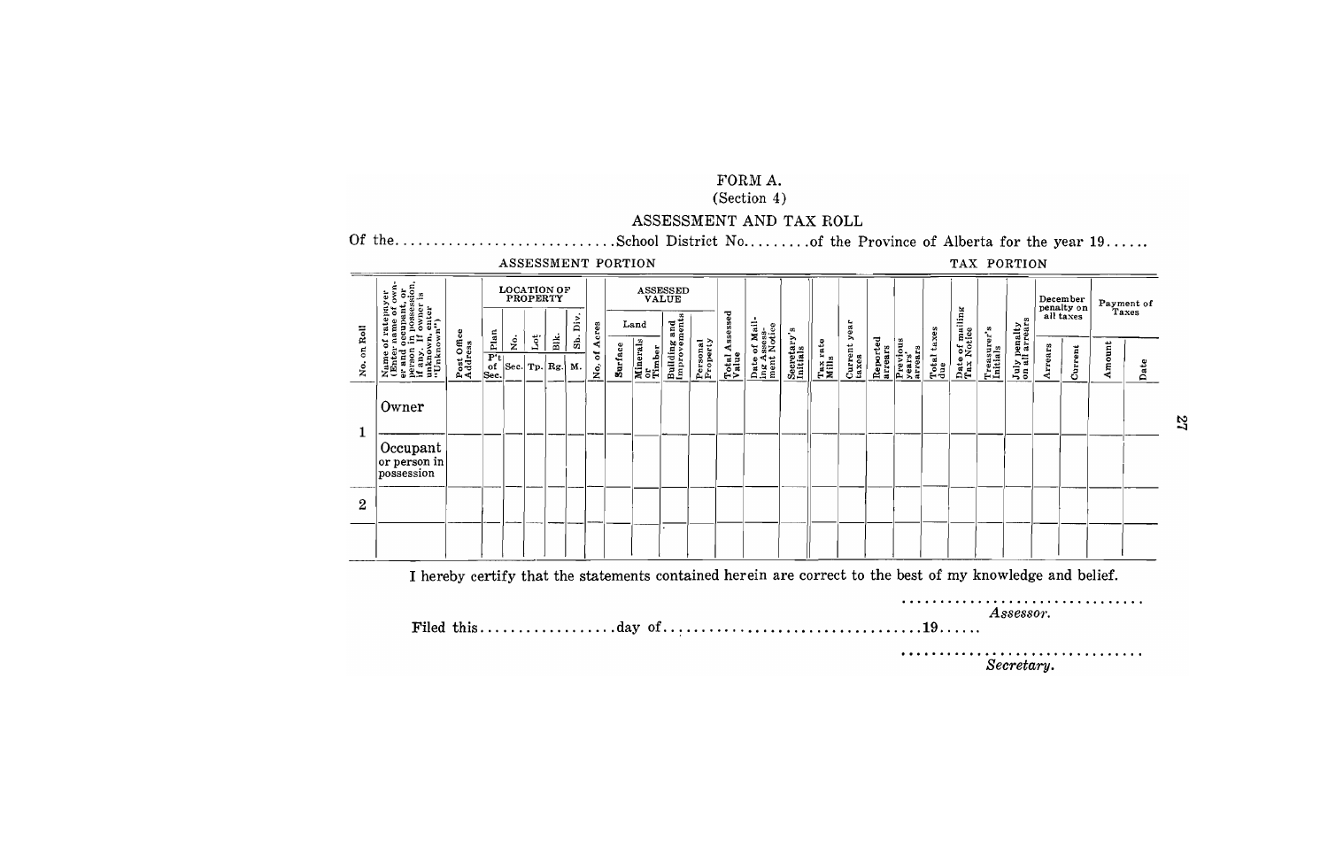# FORM A.

(Section 4)

## ASSESSMENT AND TAX ROLL

Of the............................School District No.........of the Province of Alberta for the year 19......

| ASSESSMENT PORTION | | | | | | | | | | | | | | | | | | TAX PORTION | | | | | | | | | | | | | |
|---|---|---|---|---|---|---|---|---|---|---|---|---|---|---|---|---|---|---|---|---|---|---|---|---|---|---|---|---|---|---|---|
| No. on Roll | Name of ratepayer (Enter name of owner and occupant, or person in possession, if any. If owner is unknown, enter "Unknown") | Post Office Address | LOCATION OF PROPERTY | | | | | No. of Acres | ASSESSED VALUE | | | | Total Assessed Value | Date of Mailing Assessment Notice | Secretary's Initials | Tax rate Mills | Current year taxes | Reported arrears | Previous years' arrears | Total taxes due | Date of mailing Tax Notice | Treasurer's Initials | July penalty on all arrears | December penalty on all taxes | | Payment of Taxes | |
| | | | Plan | No. | Lot | Blk. | Sb. Div. | | Land | | Building and Improvements | Personal Property | | | | | | | | | | | | Arrears | Current | Amount | Date |
| | | | P't of Sec. | Sec. | Tp. | Rg. | M. | | Surface | Minerals or Timber | | | | | | | | | | | | | | | | | |
| 1 | Owner | | | | | | | | | | | | | | | | | | | | | | | | | | |
| | Occupant or person in possession | | | | | | | | | | | | | | | | | | | | | | | | | | |
| 2 | | | | | | | | | | | | | | | | | | | | | | | | | | | |
| | | | | | | | | | | | | | | | | | | | | | | | | | | | |

I hereby certify that the statements contained herein are correct to the best of my knowledge and belief.

................................
*Assessor.*

Filed this..................day of.................................19......

................................
*Secretary.*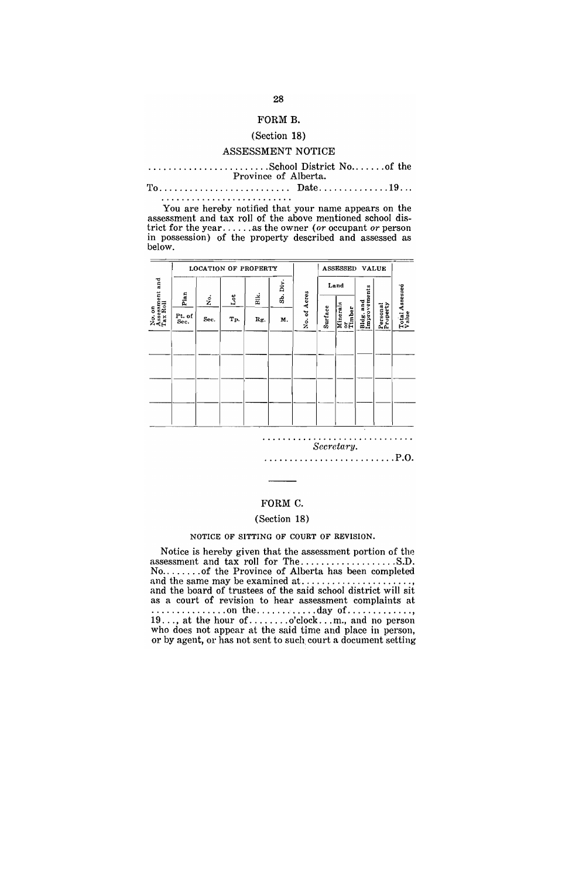## FORM B.

(Section 18)

### ASSESSMENT NOTICE

........................School District No.......of the Province of Alberta.

To.......................... Date..............19...
..........................

You are hereby notified that your name appears on the assessment and tax roll of the above mentioned school district for the year......as the owner (*or* occupant *or* person in possession) of the property described and assessed as below.

| No. on Assessment and Tax Roll | LOCATION OF PROPERTY | | | | | No. of Acres | ASSESSED VALUE | | | | Total Assessed Value |
|---|---|---|---|---|---|---|---|---|---|---|---|
| | Plan | No. | Lot | Blk. | Sb. Div. | | Land | | Bldg. and Improvements | Personal Property | |
| | Pt. of Sec. | Sec. | Tp. | Rg. | M. | | Surface | Minerals or Timber | | | |
| | | | | | | | | | | | |
| | | | | | | | | | | | |
| | | | | | | | | | | | |
| | | | | | | | | | | | |

..............................
*Secretary.*

..........................P.O.

---

## FORM C.

(Section 18)

### NOTICE OF SITTING OF COURT OF REVISION.

Notice is hereby given that the assessment portion of the assessment and tax roll for The..................S.D. No........of the Province of Alberta has been completed and the same may be examined at......................, and the board of trustees of the said school district will sit as a court of revision to hear assessment complaints at ...............on the............day of............, 19..., at the hour of........o'clock...m., and no person who does not appear at the said time and place in person, or by agent, or has not sent to such court a document setting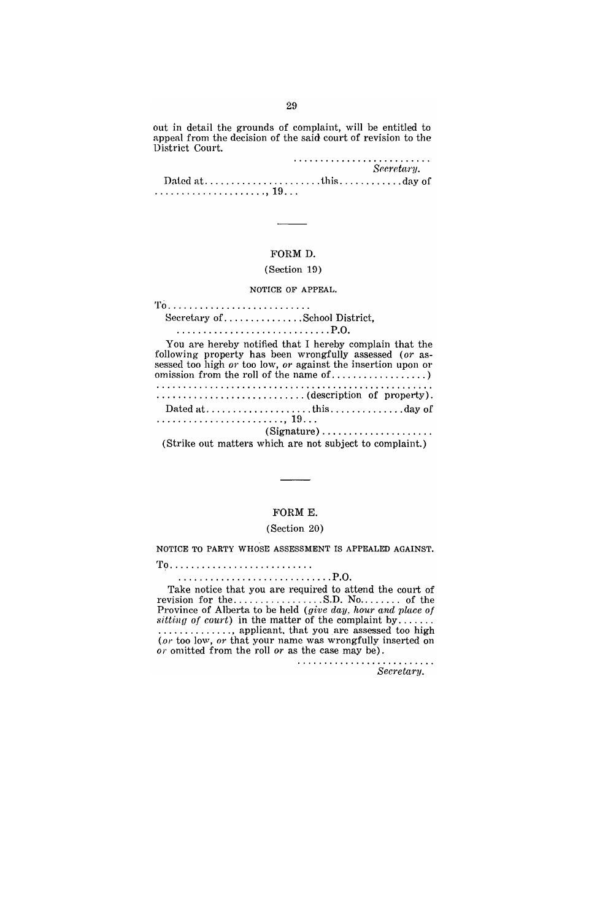out in detail the grounds of complaint, will be entitled to appeal from the decision of the said court of revision to the District Court.

..........................
*Secretary.*

Dated at......................this............day of ...................., 19...

---

## FORM D.

(Section 19)

NOTICE OF APPEAL.

To..........................

Secretary of...............School District,

.............................P.O.

You are hereby notified that I hereby complain that the following property has been wrongfully assessed (*or* assessed too high *or* too low, *or* against the insertion upon or omission from the roll of the name of.................)

...................................................
............................(description of property).

Dated at....................this..............day of ........................, 19...

(Signature)....................

(Strike out matters which are not subject to complaint.)

---

## FORM E.

(Section 20)

NOTICE TO PARTY WHOSE ASSESSMENT IS APPEALED AGAINST.

To..........................

.............................P.O.

Take notice that you are required to attend the court of revision for the................S.D. No........ of the Province of Alberta to be held (*give day, hour and place of sitting of court*) in the matter of the complaint by....... .............., applicant, that you are assessed too high (*or* too low, *or* that your name was wrongfully inserted on *or* omitted from the roll *or* as the case may be).

..........................
*Secretary.*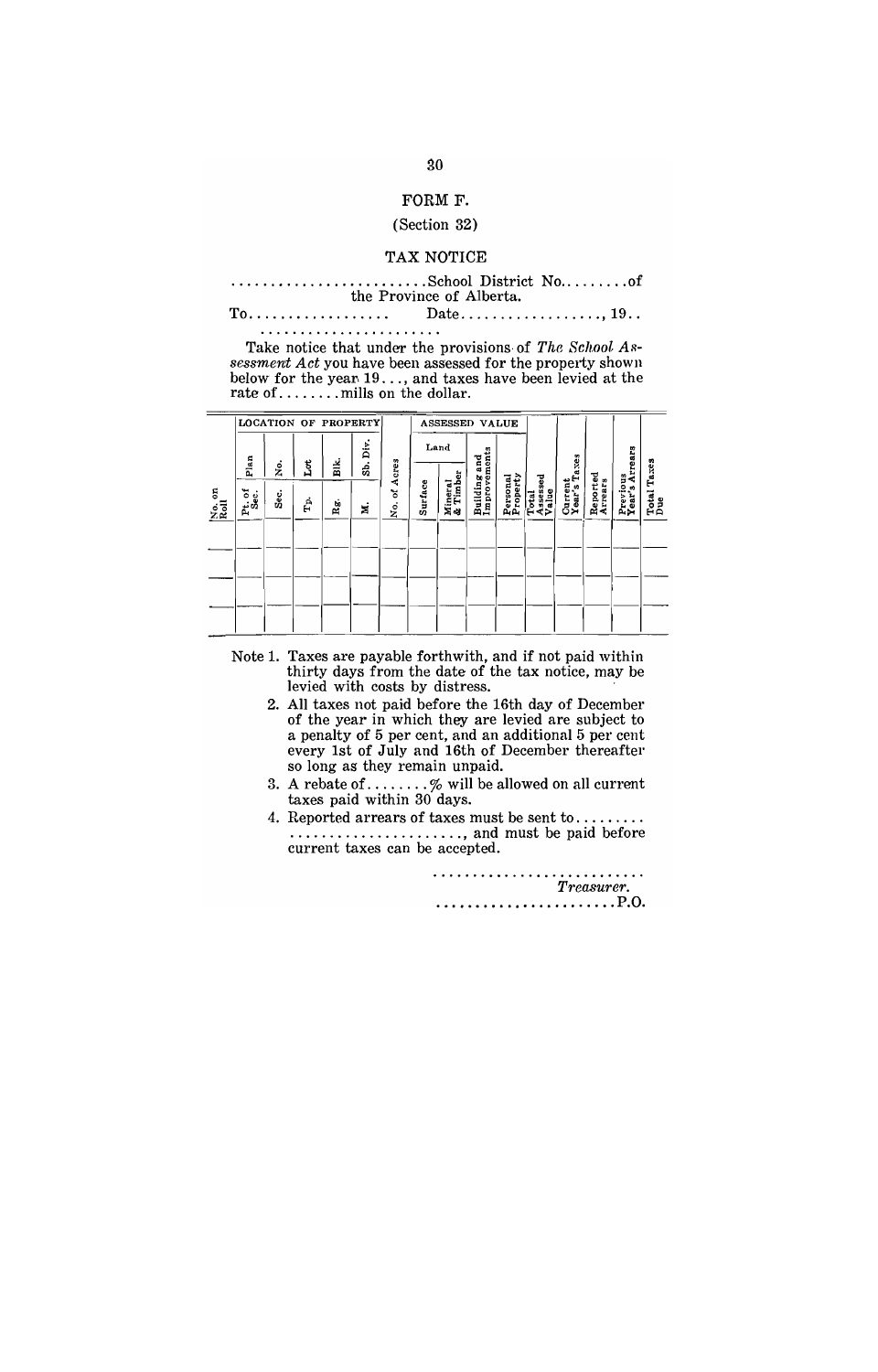# FORM F.

## (Section 32)

## TAX NOTICE

.........................School District No.........of the Province of Alberta.

To.................. Date.................., 19..

.......................

Take notice that under the provisions of *The School Assessment Act* you have been assessed for the property shown below for the year 19..., and taxes have been levied at the rate of........mills on the dollar.

| No. on Roll | LOCATION OF PROPERTY | | | | | No. of Acres | ASSESSED VALUE | | | | Total Assessed Value | Current Year's Taxes | Reported Arrears | Previous Year's Arrears | Total Taxes Due |
|---|---|---|---|---|---|---|---|---|---|---|---|---|---|---|---|
| | Plan / Pt. of Sec. | No. / Sec. | Lot / Tp. | Blk. / Rg. | Sb. Div. / M. | | Land: Surface | Land: Mineral & Timber | Building and Improvements | Personal Property | | | | | |
| | | | | | | | | | | | | | | | |
| | | | | | | | | | | | | | | | |
| | | | | | | | | | | | | | | | |
| | | | | | | | | | | | | | | | |

Note 1. Taxes are payable forthwith, and if not paid within thirty days from the date of the tax notice, may be levied with costs by distress.

2. All taxes not paid before the 16th day of December of the year in which they are levied are subject to a penalty of 5 per cent, and an additional 5 per cent every 1st of July and 16th of December thereafter so long as they remain unpaid.

3. A rebate of.......% will be allowed on all current taxes paid within 30 days.

4. Reported arrears of taxes must be sent to......... ......................, and must be paid before current taxes can be accepted.

...........................
*Treasurer.*
......................P.O.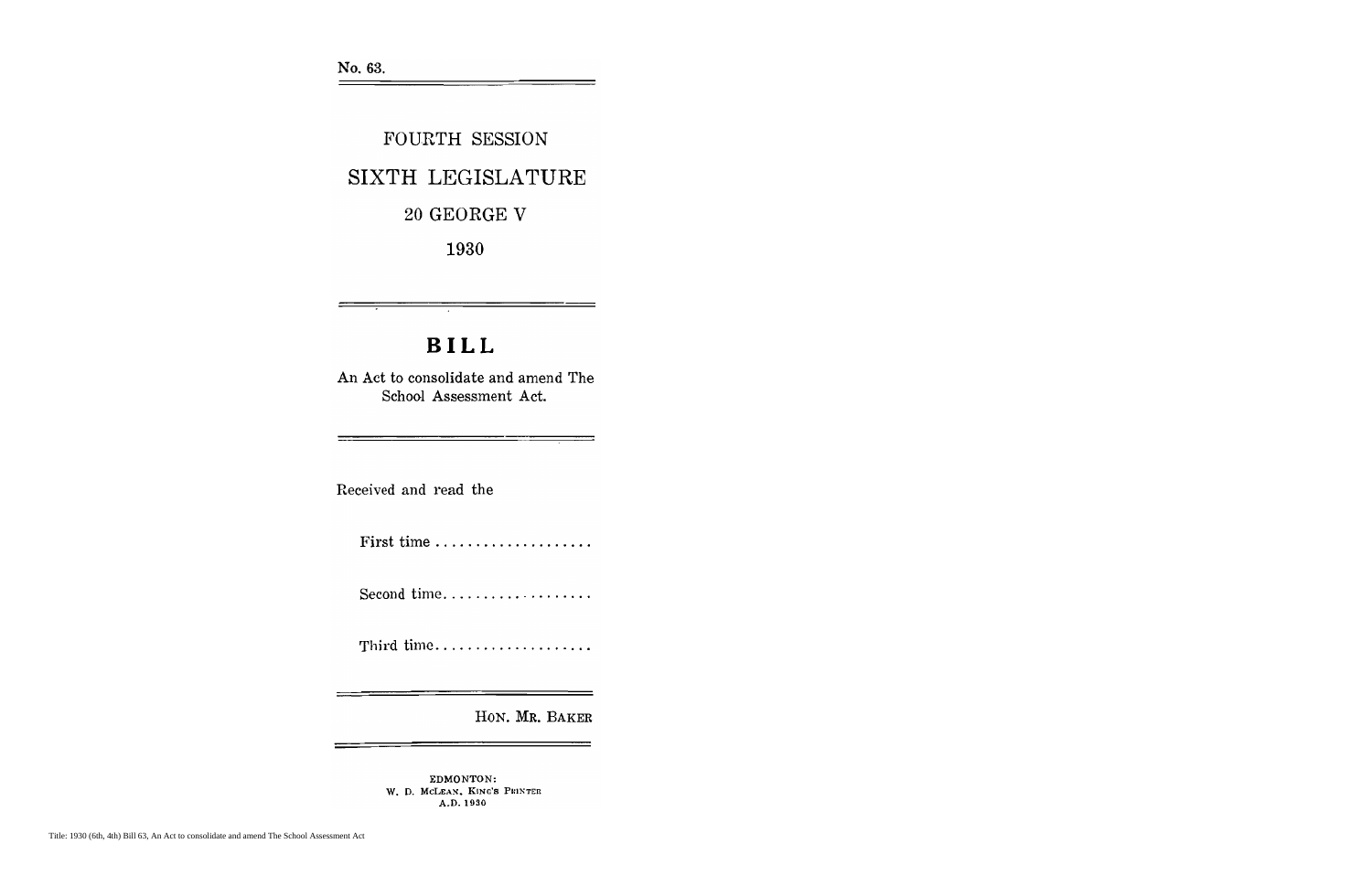No. 63.

FOURTH SESSION

SIXTH LEGISLATURE

20 GEORGE V

1930

# BILL

An Act to consolidate and amend The School Assessment Act.

Received and read the

First time ....................

Second time....................

Third time....................

HON. MR. BAKER

EDMONTON:
W. D. McLEAN, KING'S PRINTER
A.D. 1930

Title: 1930 (6th, 4th) Bill 63, An Act to consolidate and amend The School Assessment Act